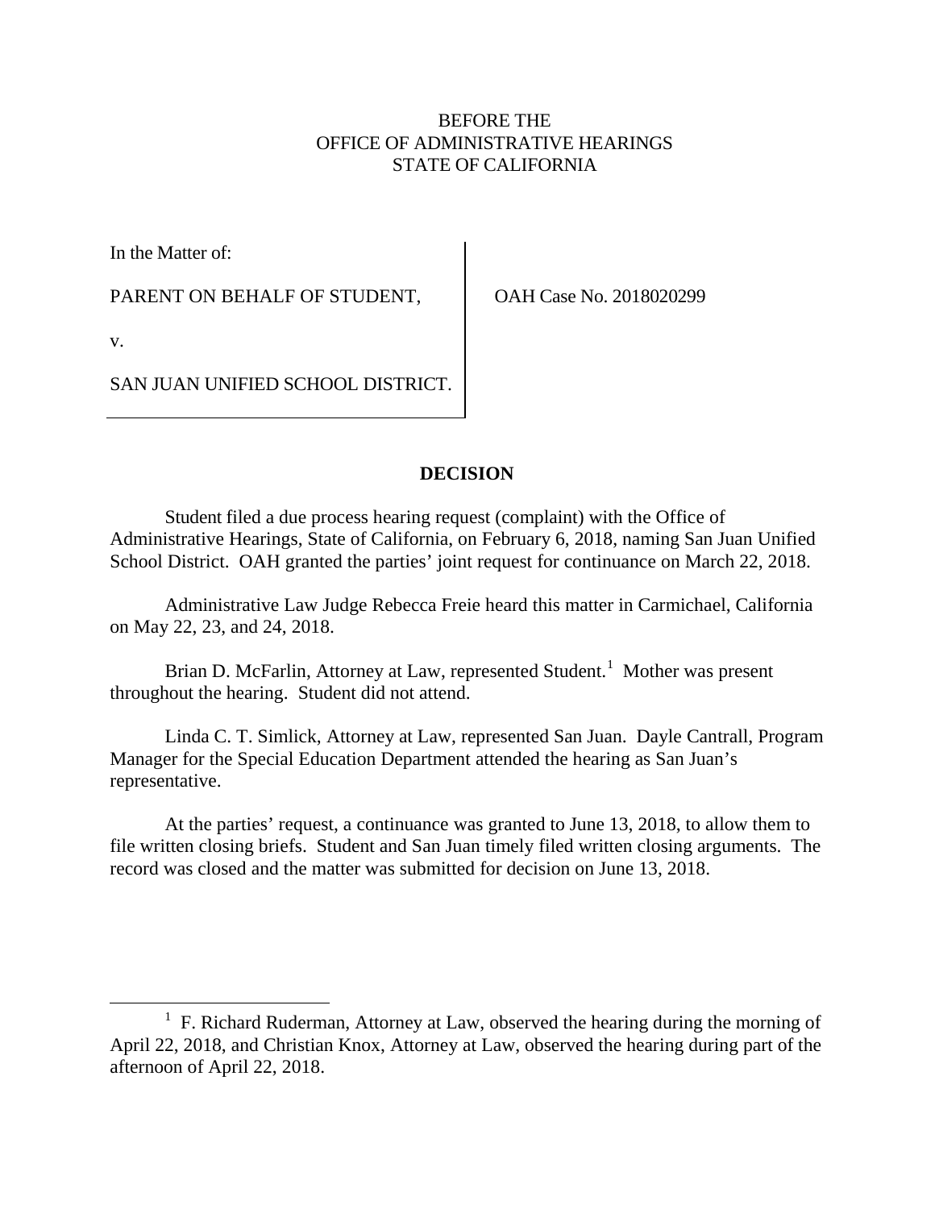BEFORE THE
OFFICE OF ADMINISTRATIVE HEARINGS
STATE OF CALIFORNIA

| In the Matter of: | |
|---|---|
| PARENT ON BEHALF OF STUDENT, | OAH Case No. 2018020299 |
| v. | |
| SAN JUAN UNIFIED SCHOOL DISTRICT. | |

**DECISION**

Student filed a due process hearing request (complaint) with the Office of Administrative Hearings, State of California, on February 6, 2018, naming San Juan Unified School District. OAH granted the parties' joint request for continuance on March 22, 2018.

Administrative Law Judge Rebecca Freie heard this matter in Carmichael, California on May 22, 23, and 24, 2018.

Brian D. McFarlin, Attorney at Law, represented Student.[1] Mother was present throughout the hearing. Student did not attend.

Linda C. T. Simlick, Attorney at Law, represented San Juan. Dayle Cantrall, Program Manager for the Special Education Department attended the hearing as San Juan's representative.

At the parties' request, a continuance was granted to June 13, 2018, to allow them to file written closing briefs. Student and San Juan timely filed written closing arguments. The record was closed and the matter was submitted for decision on June 13, 2018.

[1] F. Richard Ruderman, Attorney at Law, observed the hearing during the morning of April 22, 2018, and Christian Knox, Attorney at Law, observed the hearing during part of the afternoon of April 22, 2018.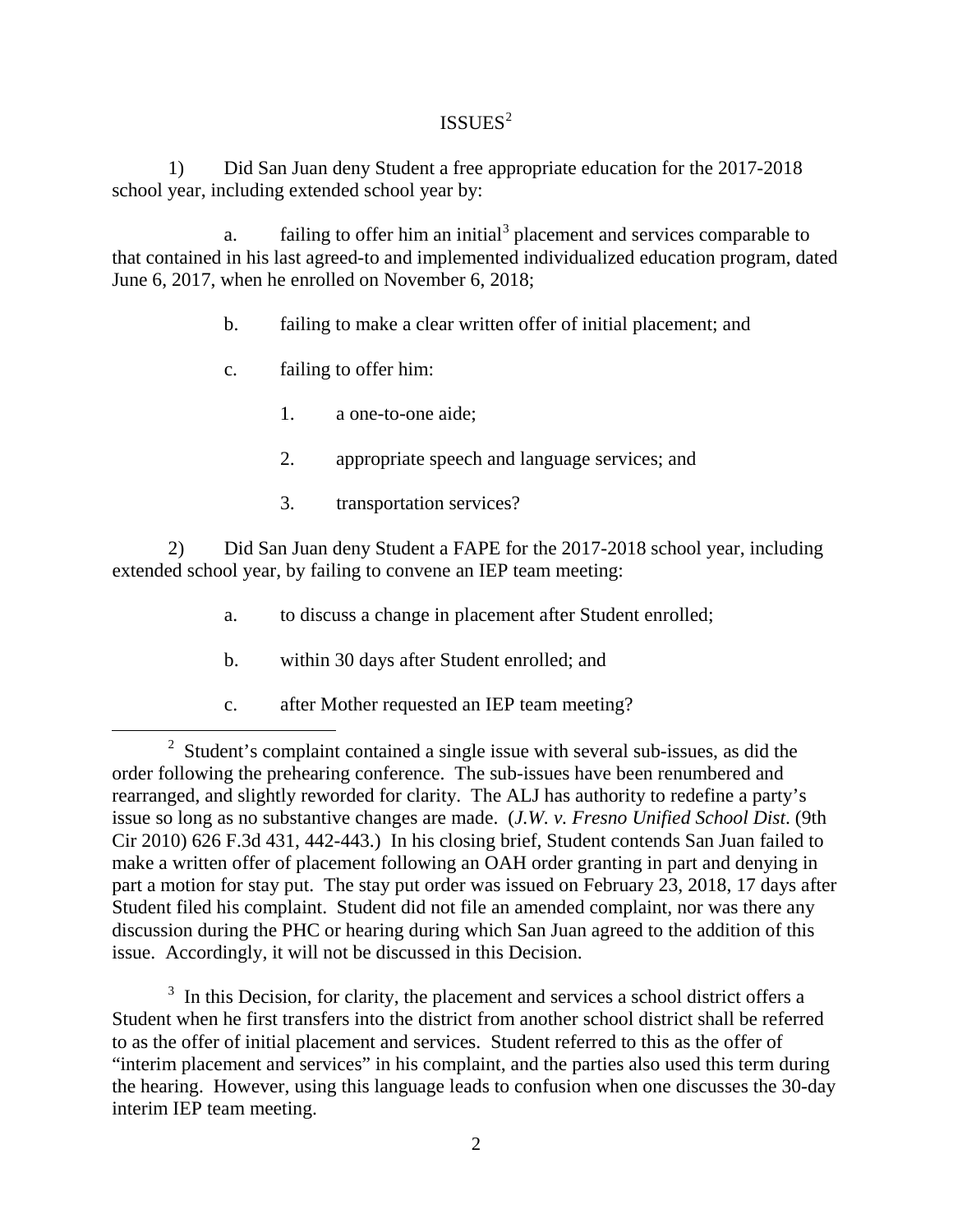## ISSUES[2]

1) Did San Juan deny Student a free appropriate education for the 2017-2018 school year, including extended school year by:

a. failing to offer him an initial[3] placement and services comparable to that contained in his last agreed-to and implemented individualized education program, dated June 6, 2017, when he enrolled on November 6, 2018;

b. failing to make a clear written offer of initial placement; and

c. failing to offer him:

1. a one-to-one aide;

2. appropriate speech and language services; and

3. transportation services?

2) Did San Juan deny Student a FAPE for the 2017-2018 school year, including extended school year, by failing to convene an IEP team meeting:

a. to discuss a change in placement after Student enrolled;

b. within 30 days after Student enrolled; and

c. after Mother requested an IEP team meeting?

---

[2] Student's complaint contained a single issue with several sub-issues, as did the order following the prehearing conference. The sub-issues have been renumbered and rearranged, and slightly reworded for clarity. The ALJ has authority to redefine a party's issue so long as no substantive changes are made. (*J.W. v. Fresno Unified School Dist*. (9th Cir 2010) 626 F.3d 431, 442-443.) In his closing brief, Student contends San Juan failed to make a written offer of placement following an OAH order granting in part and denying in part a motion for stay put. The stay put order was issued on February 23, 2018, 17 days after Student filed his complaint. Student did not file an amended complaint, nor was there any discussion during the PHC or hearing during which San Juan agreed to the addition of this issue. Accordingly, it will not be discussed in this Decision.

[3] In this Decision, for clarity, the placement and services a school district offers a Student when he first transfers into the district from another school district shall be referred to as the offer of initial placement and services. Student referred to this as the offer of "interim placement and services" in his complaint, and the parties also used this term during the hearing. However, using this language leads to confusion when one discusses the 30-day interim IEP team meeting.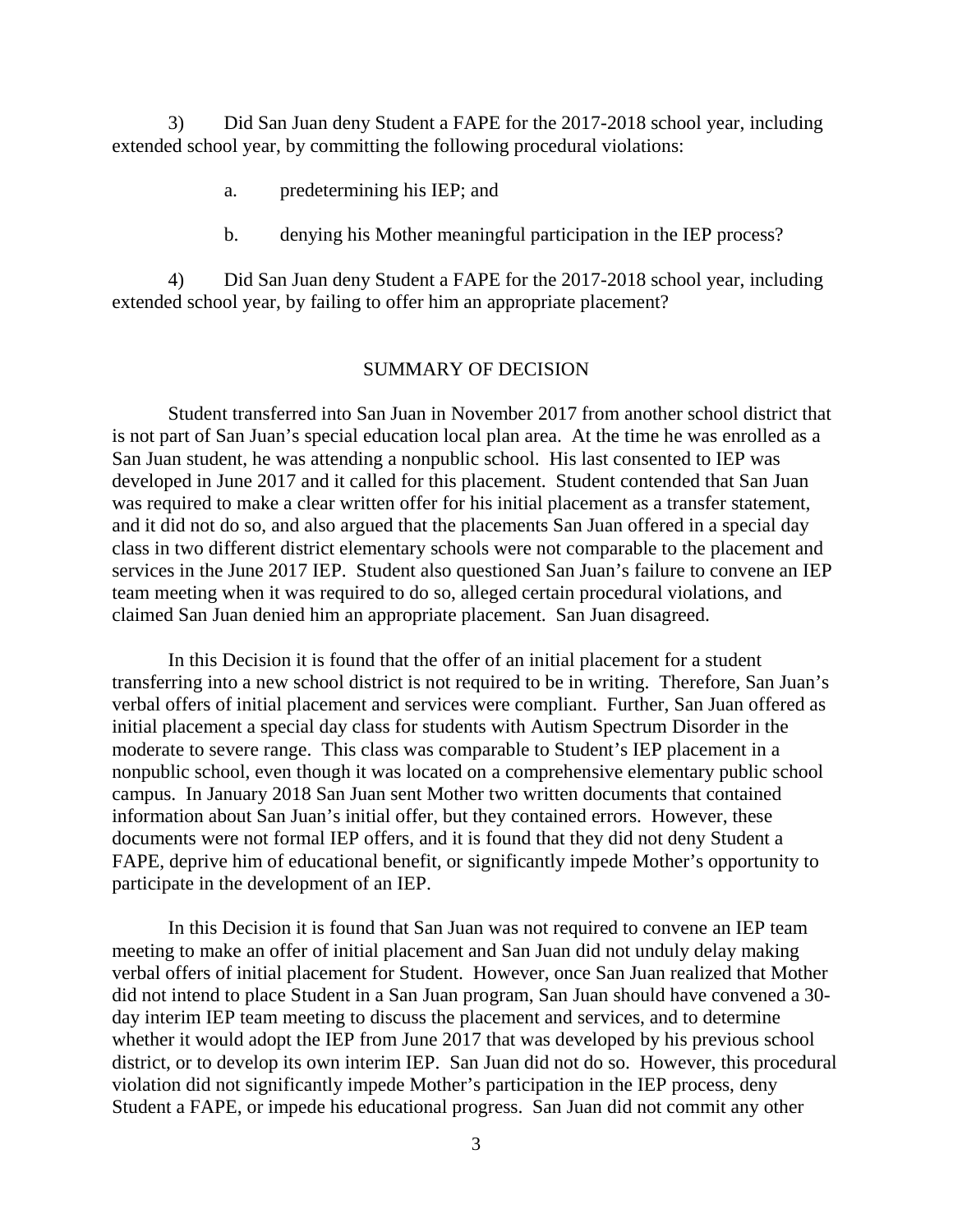3) Did San Juan deny Student a FAPE for the 2017-2018 school year, including extended school year, by committing the following procedural violations:

a. predetermining his IEP; and

b. denying his Mother meaningful participation in the IEP process?

4) Did San Juan deny Student a FAPE for the 2017-2018 school year, including extended school year, by failing to offer him an appropriate placement?

## SUMMARY OF DECISION

Student transferred into San Juan in November 2017 from another school district that is not part of San Juan's special education local plan area. At the time he was enrolled as a San Juan student, he was attending a nonpublic school. His last consented to IEP was developed in June 2017 and it called for this placement. Student contended that San Juan was required to make a clear written offer for his initial placement as a transfer statement, and it did not do so, and also argued that the placements San Juan offered in a special day class in two different district elementary schools were not comparable to the placement and services in the June 2017 IEP. Student also questioned San Juan's failure to convene an IEP team meeting when it was required to do so, alleged certain procedural violations, and claimed San Juan denied him an appropriate placement. San Juan disagreed.

In this Decision it is found that the offer of an initial placement for a student transferring into a new school district is not required to be in writing. Therefore, San Juan's verbal offers of initial placement and services were compliant. Further, San Juan offered as initial placement a special day class for students with Autism Spectrum Disorder in the moderate to severe range. This class was comparable to Student's IEP placement in a nonpublic school, even though it was located on a comprehensive elementary public school campus. In January 2018 San Juan sent Mother two written documents that contained information about San Juan's initial offer, but they contained errors. However, these documents were not formal IEP offers, and it is found that they did not deny Student a FAPE, deprive him of educational benefit, or significantly impede Mother's opportunity to participate in the development of an IEP.

In this Decision it is found that San Juan was not required to convene an IEP team meeting to make an offer of initial placement and San Juan did not unduly delay making verbal offers of initial placement for Student. However, once San Juan realized that Mother did not intend to place Student in a San Juan program, San Juan should have convened a 30-day interim IEP team meeting to discuss the placement and services, and to determine whether it would adopt the IEP from June 2017 that was developed by his previous school district, or to develop its own interim IEP. San Juan did not do so. However, this procedural violation did not significantly impede Mother's participation in the IEP process, deny Student a FAPE, or impede his educational progress. San Juan did not commit any other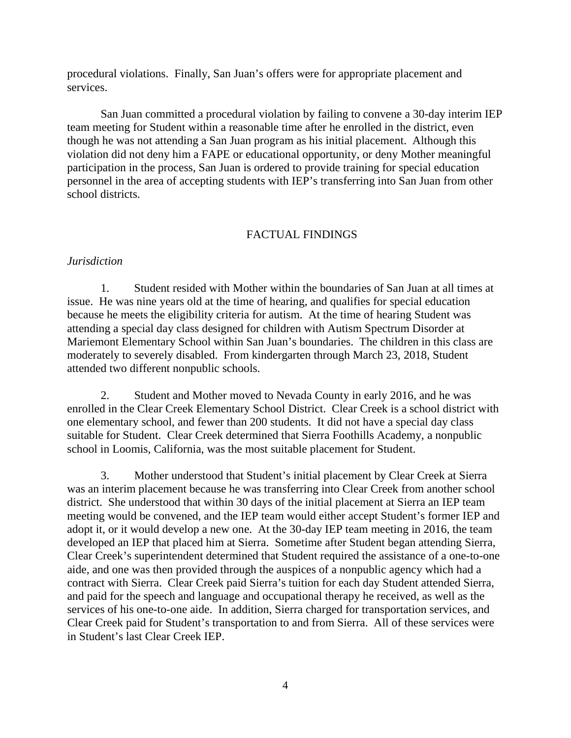procedural violations. Finally, San Juan's offers were for appropriate placement and services.

San Juan committed a procedural violation by failing to convene a 30-day interim IEP team meeting for Student within a reasonable time after he enrolled in the district, even though he was not attending a San Juan program as his initial placement. Although this violation did not deny him a FAPE or educational opportunity, or deny Mother meaningful participation in the process, San Juan is ordered to provide training for special education personnel in the area of accepting students with IEP's transferring into San Juan from other school districts.

## FACTUAL FINDINGS

*Jurisdiction*

1. Student resided with Mother within the boundaries of San Juan at all times at issue. He was nine years old at the time of hearing, and qualifies for special education because he meets the eligibility criteria for autism. At the time of hearing Student was attending a special day class designed for children with Autism Spectrum Disorder at Mariemont Elementary School within San Juan's boundaries. The children in this class are moderately to severely disabled. From kindergarten through March 23, 2018, Student attended two different nonpublic schools.

2. Student and Mother moved to Nevada County in early 2016, and he was enrolled in the Clear Creek Elementary School District. Clear Creek is a school district with one elementary school, and fewer than 200 students. It did not have a special day class suitable for Student. Clear Creek determined that Sierra Foothills Academy, a nonpublic school in Loomis, California, was the most suitable placement for Student.

3. Mother understood that Student's initial placement by Clear Creek at Sierra was an interim placement because he was transferring into Clear Creek from another school district. She understood that within 30 days of the initial placement at Sierra an IEP team meeting would be convened, and the IEP team would either accept Student's former IEP and adopt it, or it would develop a new one. At the 30-day IEP team meeting in 2016, the team developed an IEP that placed him at Sierra. Sometime after Student began attending Sierra, Clear Creek's superintendent determined that Student required the assistance of a one-to-one aide, and one was then provided through the auspices of a nonpublic agency which had a contract with Sierra. Clear Creek paid Sierra's tuition for each day Student attended Sierra, and paid for the speech and language and occupational therapy he received, as well as the services of his one-to-one aide. In addition, Sierra charged for transportation services, and Clear Creek paid for Student's transportation to and from Sierra. All of these services were in Student's last Clear Creek IEP.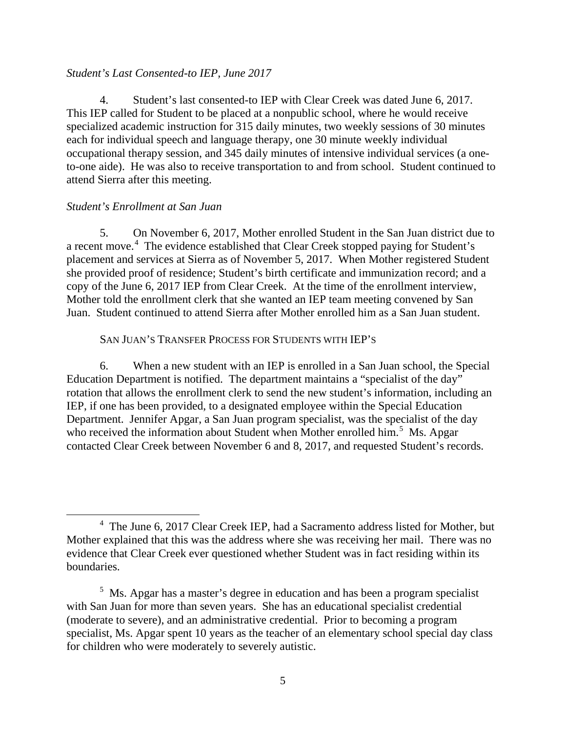*Student's Last Consented-to IEP, June 2017*

4. Student's last consented-to IEP with Clear Creek was dated June 6, 2017. This IEP called for Student to be placed at a nonpublic school, where he would receive specialized academic instruction for 315 daily minutes, two weekly sessions of 30 minutes each for individual speech and language therapy, one 30 minute weekly individual occupational therapy session, and 345 daily minutes of intensive individual services (a one-to-one aide). He was also to receive transportation to and from school. Student continued to attend Sierra after this meeting.

*Student's Enrollment at San Juan*

5. On November 6, 2017, Mother enrolled Student in the San Juan district due to a recent move.[4] The evidence established that Clear Creek stopped paying for Student's placement and services at Sierra as of November 5, 2017. When Mother registered Student she provided proof of residence; Student's birth certificate and immunization record; and a copy of the June 6, 2017 IEP from Clear Creek. At the time of the enrollment interview, Mother told the enrollment clerk that she wanted an IEP team meeting convened by San Juan. Student continued to attend Sierra after Mother enrolled him as a San Juan student.

SAN JUAN'S TRANSFER PROCESS FOR STUDENTS WITH IEP'S

6. When a new student with an IEP is enrolled in a San Juan school, the Special Education Department is notified. The department maintains a "specialist of the day" rotation that allows the enrollment clerk to send the new student's information, including an IEP, if one has been provided, to a designated employee within the Special Education Department. Jennifer Apgar, a San Juan program specialist, was the specialist of the day who received the information about Student when Mother enrolled him.[5] Ms. Apgar contacted Clear Creek between November 6 and 8, 2017, and requested Student's records.

---

[4] The June 6, 2017 Clear Creek IEP, had a Sacramento address listed for Mother, but Mother explained that this was the address where she was receiving her mail. There was no evidence that Clear Creek ever questioned whether Student was in fact residing within its boundaries.

[5] Ms. Apgar has a master's degree in education and has been a program specialist with San Juan for more than seven years. She has an educational specialist credential (moderate to severe), and an administrative credential. Prior to becoming a program specialist, Ms. Apgar spent 10 years as the teacher of an elementary school special day class for children who were moderately to severely autistic.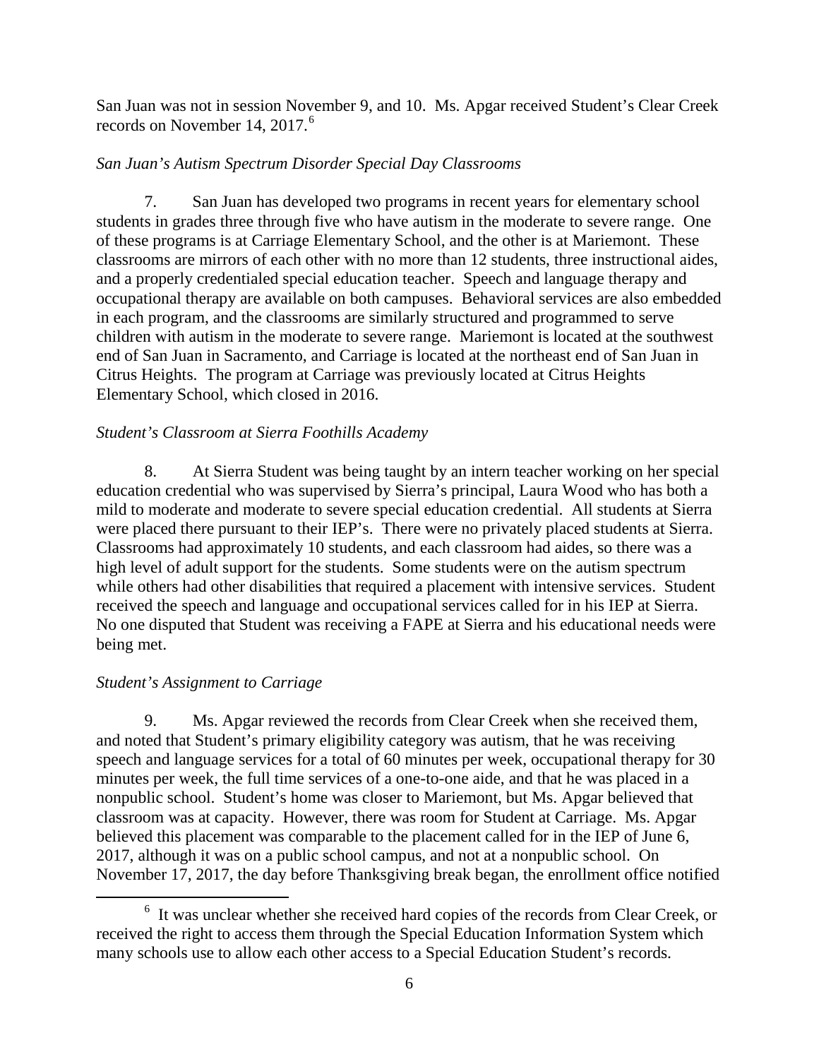San Juan was not in session November 9, and 10. Ms. Apgar received Student's Clear Creek records on November 14, 2017.[6]

*San Juan's Autism Spectrum Disorder Special Day Classrooms*

7. San Juan has developed two programs in recent years for elementary school students in grades three through five who have autism in the moderate to severe range. One of these programs is at Carriage Elementary School, and the other is at Mariemont. These classrooms are mirrors of each other with no more than 12 students, three instructional aides, and a properly credentialed special education teacher. Speech and language therapy and occupational therapy are available on both campuses. Behavioral services are also embedded in each program, and the classrooms are similarly structured and programmed to serve children with autism in the moderate to severe range. Mariemont is located at the southwest end of San Juan in Sacramento, and Carriage is located at the northeast end of San Juan in Citrus Heights. The program at Carriage was previously located at Citrus Heights Elementary School, which closed in 2016.

*Student's Classroom at Sierra Foothills Academy*

8. At Sierra Student was being taught by an intern teacher working on her special education credential who was supervised by Sierra's principal, Laura Wood who has both a mild to moderate and moderate to severe special education credential. All students at Sierra were placed there pursuant to their IEP's. There were no privately placed students at Sierra. Classrooms had approximately 10 students, and each classroom had aides, so there was a high level of adult support for the students. Some students were on the autism spectrum while others had other disabilities that required a placement with intensive services. Student received the speech and language and occupational services called for in his IEP at Sierra. No one disputed that Student was receiving a FAPE at Sierra and his educational needs were being met.

*Student's Assignment to Carriage*

9. Ms. Apgar reviewed the records from Clear Creek when she received them, and noted that Student's primary eligibility category was autism, that he was receiving speech and language services for a total of 60 minutes per week, occupational therapy for 30 minutes per week, the full time services of a one-to-one aide, and that he was placed in a nonpublic school. Student's home was closer to Mariemont, but Ms. Apgar believed that classroom was at capacity. However, there was room for Student at Carriage. Ms. Apgar believed this placement was comparable to the placement called for in the IEP of June 6, 2017, although it was on a public school campus, and not at a nonpublic school. On November 17, 2017, the day before Thanksgiving break began, the enrollment office notified

[6] It was unclear whether she received hard copies of the records from Clear Creek, or received the right to access them through the Special Education Information System which many schools use to allow each other access to a Special Education Student's records.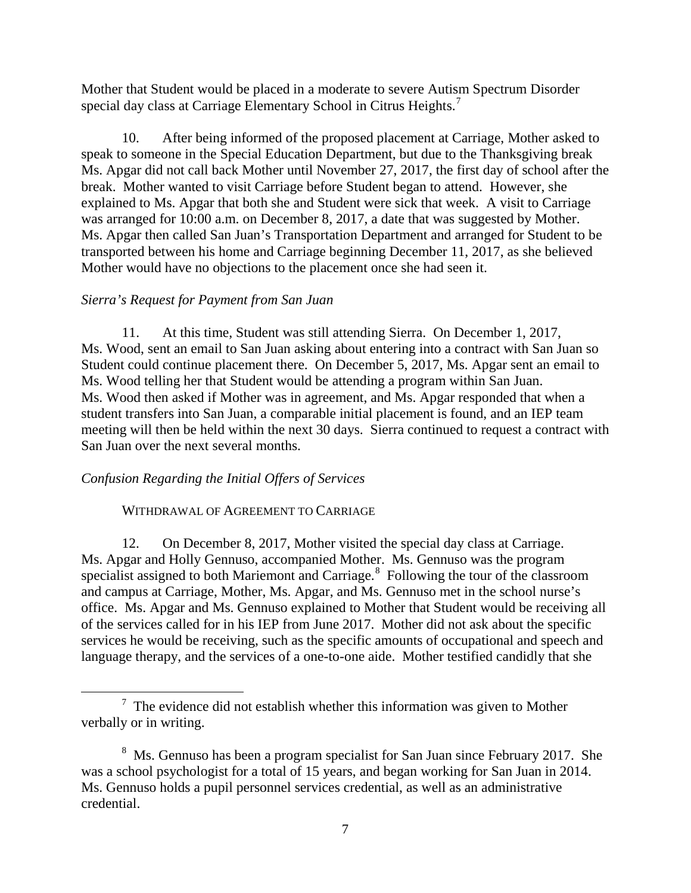Mother that Student would be placed in a moderate to severe Autism Spectrum Disorder special day class at Carriage Elementary School in Citrus Heights.[7]

10. After being informed of the proposed placement at Carriage, Mother asked to speak to someone in the Special Education Department, but due to the Thanksgiving break Ms. Apgar did not call back Mother until November 27, 2017, the first day of school after the break. Mother wanted to visit Carriage before Student began to attend. However, she explained to Ms. Apgar that both she and Student were sick that week. A visit to Carriage was arranged for 10:00 a.m. on December 8, 2017, a date that was suggested by Mother. Ms. Apgar then called San Juan's Transportation Department and arranged for Student to be transported between his home and Carriage beginning December 11, 2017, as she believed Mother would have no objections to the placement once she had seen it.

*Sierra's Request for Payment from San Juan*

11. At this time, Student was still attending Sierra. On December 1, 2017, Ms. Wood, sent an email to San Juan asking about entering into a contract with San Juan so Student could continue placement there. On December 5, 2017, Ms. Apgar sent an email to Ms. Wood telling her that Student would be attending a program within San Juan. Ms. Wood then asked if Mother was in agreement, and Ms. Apgar responded that when a student transfers into San Juan, a comparable initial placement is found, and an IEP team meeting will then be held within the next 30 days. Sierra continued to request a contract with San Juan over the next several months.

*Confusion Regarding the Initial Offers of Services*

WITHDRAWAL OF AGREEMENT TO CARRIAGE

12. On December 8, 2017, Mother visited the special day class at Carriage. Ms. Apgar and Holly Gennuso, accompanied Mother. Ms. Gennuso was the program specialist assigned to both Mariemont and Carriage.[8] Following the tour of the classroom and campus at Carriage, Mother, Ms. Apgar, and Ms. Gennuso met in the school nurse's office. Ms. Apgar and Ms. Gennuso explained to Mother that Student would be receiving all of the services called for in his IEP from June 2017. Mother did not ask about the specific services he would be receiving, such as the specific amounts of occupational and speech and language therapy, and the services of a one-to-one aide. Mother testified candidly that she

[7] The evidence did not establish whether this information was given to Mother verbally or in writing.

[8] Ms. Gennuso has been a program specialist for San Juan since February 2017. She was a school psychologist for a total of 15 years, and began working for San Juan in 2014. Ms. Gennuso holds a pupil personnel services credential, as well as an administrative credential.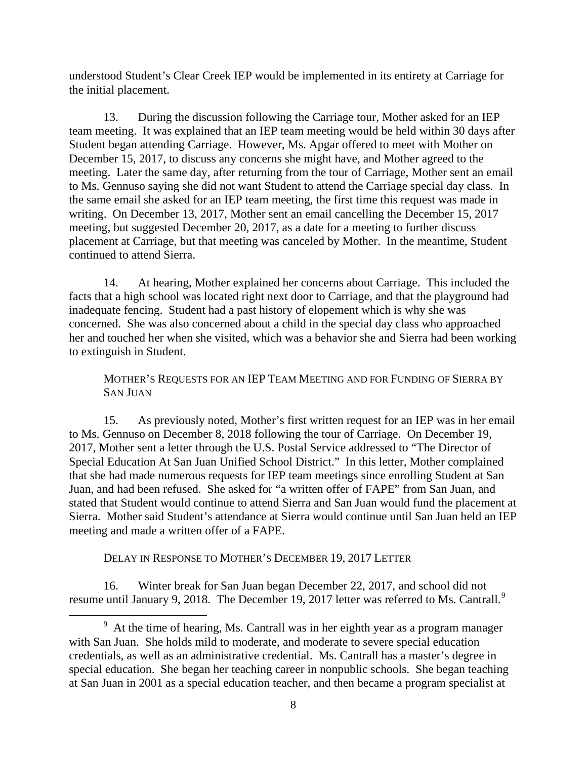understood Student's Clear Creek IEP would be implemented in its entirety at Carriage for the initial placement.

13. During the discussion following the Carriage tour, Mother asked for an IEP team meeting. It was explained that an IEP team meeting would be held within 30 days after Student began attending Carriage. However, Ms. Apgar offered to meet with Mother on December 15, 2017, to discuss any concerns she might have, and Mother agreed to the meeting. Later the same day, after returning from the tour of Carriage, Mother sent an email to Ms. Gennuso saying she did not want Student to attend the Carriage special day class. In the same email she asked for an IEP team meeting, the first time this request was made in writing. On December 13, 2017, Mother sent an email cancelling the December 15, 2017 meeting, but suggested December 20, 2017, as a date for a meeting to further discuss placement at Carriage, but that meeting was canceled by Mother. In the meantime, Student continued to attend Sierra.

14. At hearing, Mother explained her concerns about Carriage. This included the facts that a high school was located right next door to Carriage, and that the playground had inadequate fencing. Student had a past history of elopement which is why she was concerned. She was also concerned about a child in the special day class who approached her and touched her when she visited, which was a behavior she and Sierra had been working to extinguish in Student.

MOTHER'S REQUESTS FOR AN IEP TEAM MEETING AND FOR FUNDING OF SIERRA BY SAN JUAN

15. As previously noted, Mother's first written request for an IEP was in her email to Ms. Gennuso on December 8, 2018 following the tour of Carriage. On December 19, 2017, Mother sent a letter through the U.S. Postal Service addressed to "The Director of Special Education At San Juan Unified School District." In this letter, Mother complained that she had made numerous requests for IEP team meetings since enrolling Student at San Juan, and had been refused. She asked for "a written offer of FAPE" from San Juan, and stated that Student would continue to attend Sierra and San Juan would fund the placement at Sierra. Mother said Student's attendance at Sierra would continue until San Juan held an IEP meeting and made a written offer of a FAPE.

DELAY IN RESPONSE TO MOTHER'S DECEMBER 19, 2017 LETTER

16. Winter break for San Juan began December 22, 2017, and school did not resume until January 9, 2018. The December 19, 2017 letter was referred to Ms. Cantrall.[9]

[9] At the time of hearing, Ms. Cantrall was in her eighth year as a program manager with San Juan. She holds mild to moderate, and moderate to severe special education credentials, as well as an administrative credential. Ms. Cantrall has a master's degree in special education. She began her teaching career in nonpublic schools. She began teaching at San Juan in 2001 as a special education teacher, and then became a program specialist at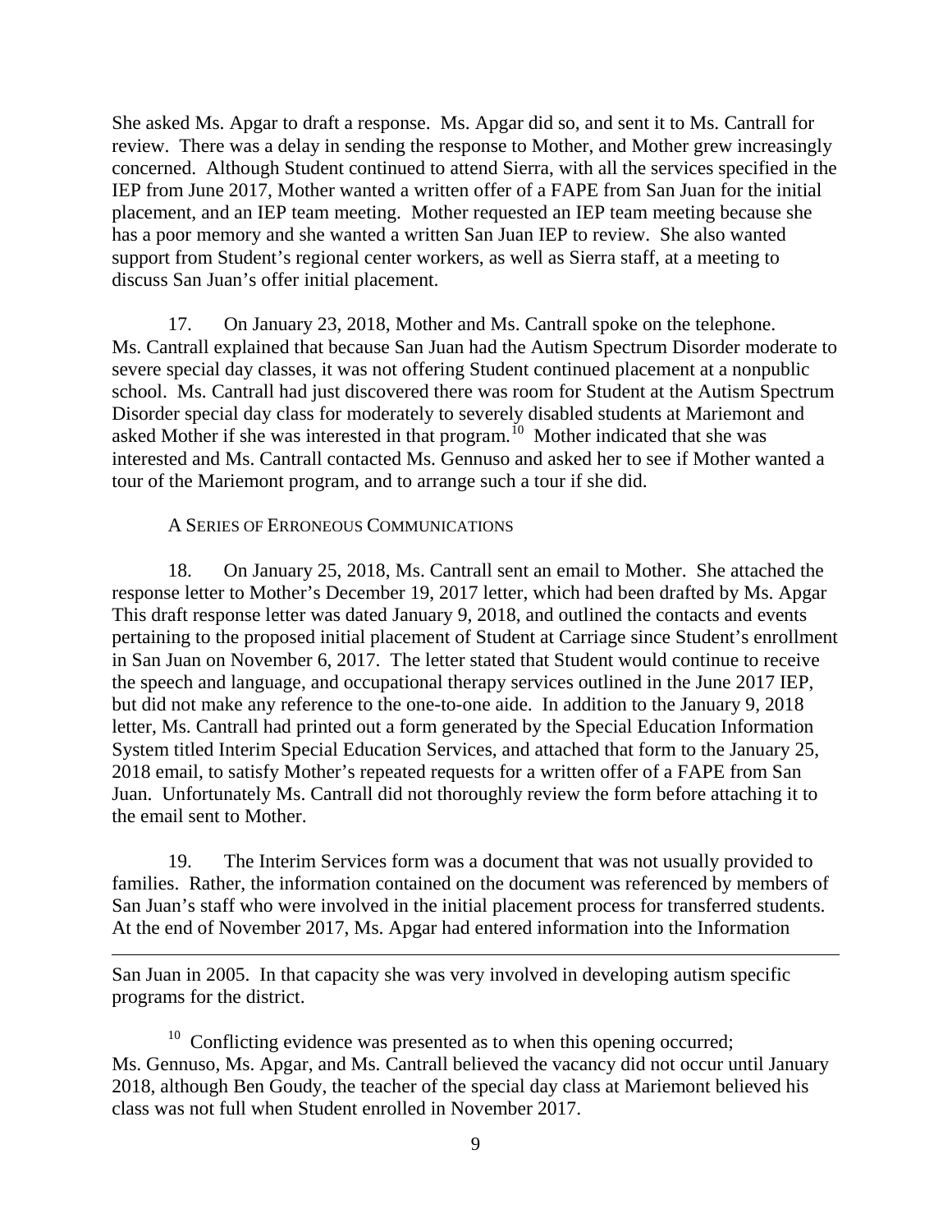She asked Ms. Apgar to draft a response. Ms. Apgar did so, and sent it to Ms. Cantrall for review. There was a delay in sending the response to Mother, and Mother grew increasingly concerned. Although Student continued to attend Sierra, with all the services specified in the IEP from June 2017, Mother wanted a written offer of a FAPE from San Juan for the initial placement, and an IEP team meeting. Mother requested an IEP team meeting because she has a poor memory and she wanted a written San Juan IEP to review. She also wanted support from Student's regional center workers, as well as Sierra staff, at a meeting to discuss San Juan's offer initial placement.

17. On January 23, 2018, Mother and Ms. Cantrall spoke on the telephone. Ms. Cantrall explained that because San Juan had the Autism Spectrum Disorder moderate to severe special day classes, it was not offering Student continued placement at a nonpublic school. Ms. Cantrall had just discovered there was room for Student at the Autism Spectrum Disorder special day class for moderately to severely disabled students at Mariemont and asked Mother if she was interested in that program.[10] Mother indicated that she was interested and Ms. Cantrall contacted Ms. Gennuso and asked her to see if Mother wanted a tour of the Mariemont program, and to arrange such a tour if she did.

A Series of Erroneous Communications

18. On January 25, 2018, Ms. Cantrall sent an email to Mother. She attached the response letter to Mother's December 19, 2017 letter, which had been drafted by Ms. Apgar This draft response letter was dated January 9, 2018, and outlined the contacts and events pertaining to the proposed initial placement of Student at Carriage since Student's enrollment in San Juan on November 6, 2017. The letter stated that Student would continue to receive the speech and language, and occupational therapy services outlined in the June 2017 IEP, but did not make any reference to the one-to-one aide. In addition to the January 9, 2018 letter, Ms. Cantrall had printed out a form generated by the Special Education Information System titled Interim Special Education Services, and attached that form to the January 25, 2018 email, to satisfy Mother's repeated requests for a written offer of a FAPE from San Juan. Unfortunately Ms. Cantrall did not thoroughly review the form before attaching it to the email sent to Mother.

19. The Interim Services form was a document that was not usually provided to families. Rather, the information contained on the document was referenced by members of San Juan's staff who were involved in the initial placement process for transferred students. At the end of November 2017, Ms. Apgar had entered information into the Information

---

San Juan in 2005. In that capacity she was very involved in developing autism specific programs for the district.

[10] Conflicting evidence was presented as to when this opening occurred; Ms. Gennuso, Ms. Apgar, and Ms. Cantrall believed the vacancy did not occur until January 2018, although Ben Goudy, the teacher of the special day class at Mariemont believed his class was not full when Student enrolled in November 2017.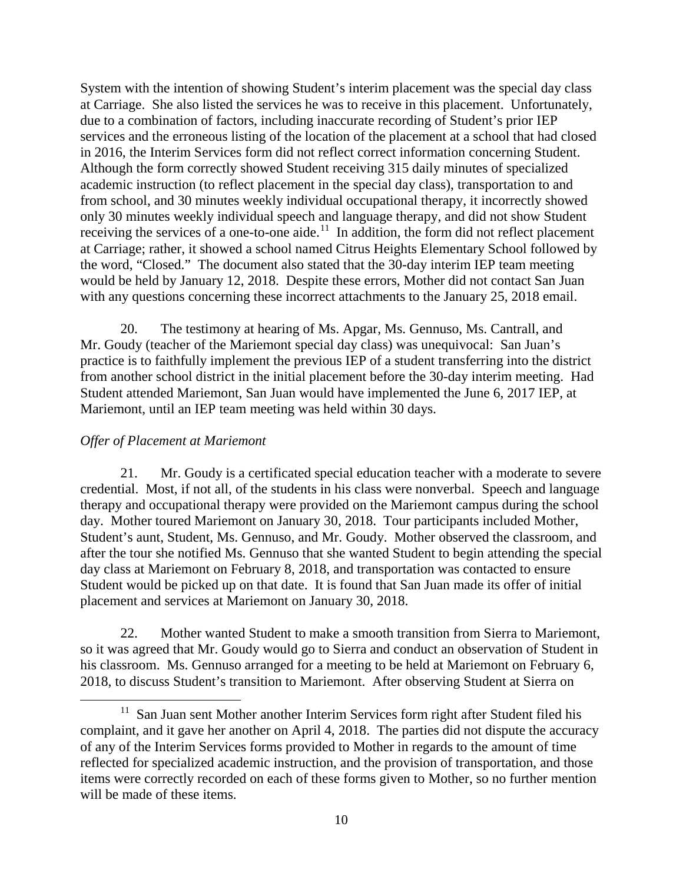System with the intention of showing Student's interim placement was the special day class at Carriage. She also listed the services he was to receive in this placement. Unfortunately, due to a combination of factors, including inaccurate recording of Student's prior IEP services and the erroneous listing of the location of the placement at a school that had closed in 2016, the Interim Services form did not reflect correct information concerning Student. Although the form correctly showed Student receiving 315 daily minutes of specialized academic instruction (to reflect placement in the special day class), transportation to and from school, and 30 minutes weekly individual occupational therapy, it incorrectly showed only 30 minutes weekly individual speech and language therapy, and did not show Student receiving the services of a one-to-one aide.[11] In addition, the form did not reflect placement at Carriage; rather, it showed a school named Citrus Heights Elementary School followed by the word, "Closed." The document also stated that the 30-day interim IEP team meeting would be held by January 12, 2018. Despite these errors, Mother did not contact San Juan with any questions concerning these incorrect attachments to the January 25, 2018 email.

20. The testimony at hearing of Ms. Apgar, Ms. Gennuso, Ms. Cantrall, and Mr. Goudy (teacher of the Mariemont special day class) was unequivocal: San Juan's practice is to faithfully implement the previous IEP of a student transferring into the district from another school district in the initial placement before the 30-day interim meeting. Had Student attended Mariemont, San Juan would have implemented the June 6, 2017 IEP, at Mariemont, until an IEP team meeting was held within 30 days.

*Offer of Placement at Mariemont*

21. Mr. Goudy is a certificated special education teacher with a moderate to severe credential. Most, if not all, of the students in his class were nonverbal. Speech and language therapy and occupational therapy were provided on the Mariemont campus during the school day. Mother toured Mariemont on January 30, 2018. Tour participants included Mother, Student's aunt, Student, Ms. Gennuso, and Mr. Goudy. Mother observed the classroom, and after the tour she notified Ms. Gennuso that she wanted Student to begin attending the special day class at Mariemont on February 8, 2018, and transportation was contacted to ensure Student would be picked up on that date. It is found that San Juan made its offer of initial placement and services at Mariemont on January 30, 2018.

22. Mother wanted Student to make a smooth transition from Sierra to Mariemont, so it was agreed that Mr. Goudy would go to Sierra and conduct an observation of Student in his classroom. Ms. Gennuso arranged for a meeting to be held at Mariemont on February 6, 2018, to discuss Student's transition to Mariemont. After observing Student at Sierra on

[11] San Juan sent Mother another Interim Services form right after Student filed his complaint, and it gave her another on April 4, 2018. The parties did not dispute the accuracy of any of the Interim Services forms provided to Mother in regards to the amount of time reflected for specialized academic instruction, and the provision of transportation, and those items were correctly recorded on each of these forms given to Mother, so no further mention will be made of these items.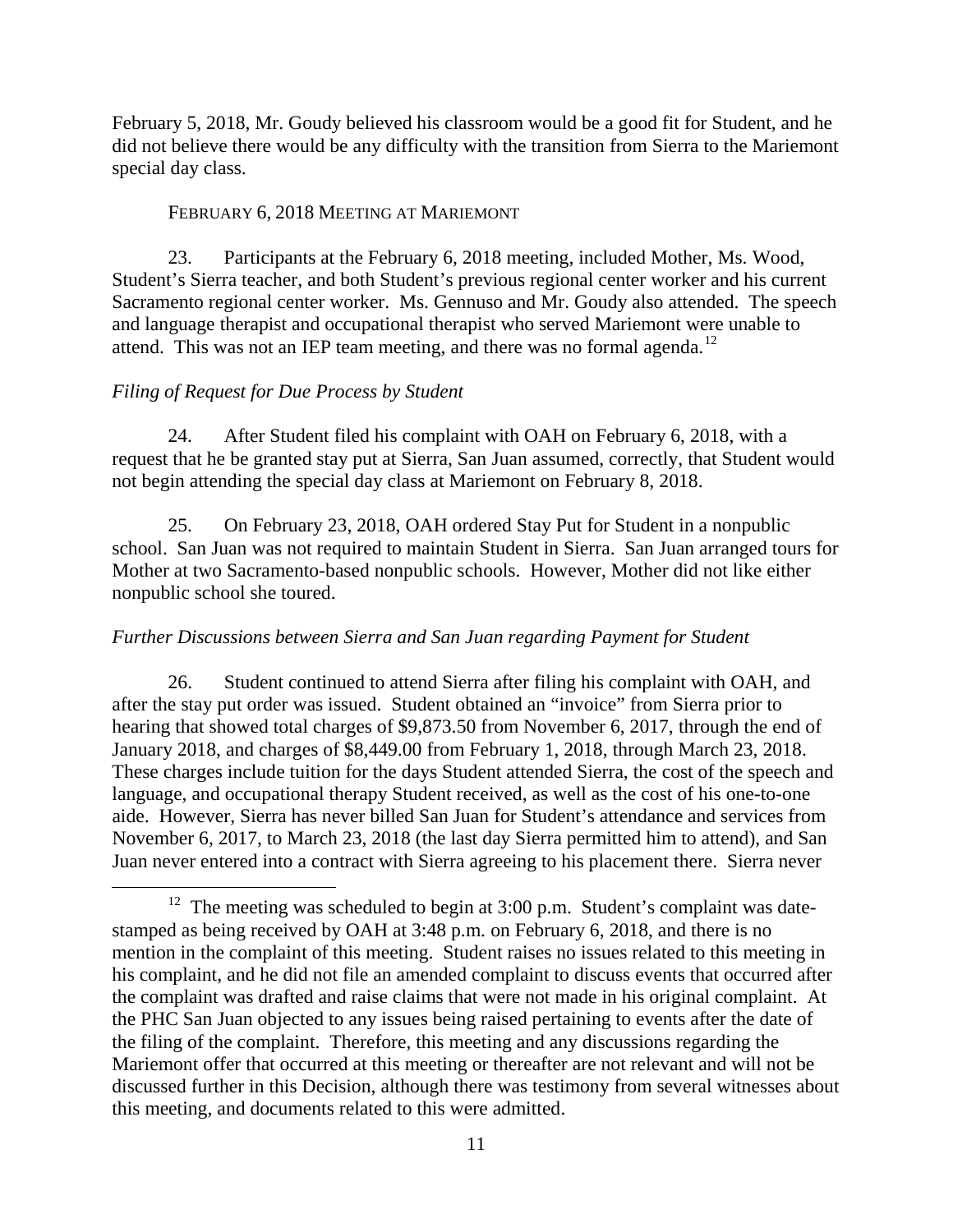February 5, 2018, Mr. Goudy believed his classroom would be a good fit for Student, and he did not believe there would be any difficulty with the transition from Sierra to the Mariemont special day class.

FEBRUARY 6, 2018 MEETING AT MARIEMONT

23. Participants at the February 6, 2018 meeting, included Mother, Ms. Wood, Student's Sierra teacher, and both Student's previous regional center worker and his current Sacramento regional center worker. Ms. Gennuso and Mr. Goudy also attended. The speech and language therapist and occupational therapist who served Mariemont were unable to attend. This was not an IEP team meeting, and there was no formal agenda.[12]

*Filing of Request for Due Process by Student*

24. After Student filed his complaint with OAH on February 6, 2018, with a request that he be granted stay put at Sierra, San Juan assumed, correctly, that Student would not begin attending the special day class at Mariemont on February 8, 2018.

25. On February 23, 2018, OAH ordered Stay Put for Student in a nonpublic school. San Juan was not required to maintain Student in Sierra. San Juan arranged tours for Mother at two Sacramento-based nonpublic schools. However, Mother did not like either nonpublic school she toured.

*Further Discussions between Sierra and San Juan regarding Payment for Student*

26. Student continued to attend Sierra after filing his complaint with OAH, and after the stay put order was issued. Student obtained an "invoice" from Sierra prior to hearing that showed total charges of $9,873.50 from November 6, 2017, through the end of January 2018, and charges of $8,449.00 from February 1, 2018, through March 23, 2018. These charges include tuition for the days Student attended Sierra, the cost of the speech and language, and occupational therapy Student received, as well as the cost of his one-to-one aide. However, Sierra has never billed San Juan for Student's attendance and services from November 6, 2017, to March 23, 2018 (the last day Sierra permitted him to attend), and San Juan never entered into a contract with Sierra agreeing to his placement there. Sierra never

---

[12] The meeting was scheduled to begin at 3:00 p.m. Student's complaint was date-stamped as being received by OAH at 3:48 p.m. on February 6, 2018, and there is no mention in the complaint of this meeting. Student raises no issues related to this meeting in his complaint, and he did not file an amended complaint to discuss events that occurred after the complaint was drafted and raise claims that were not made in his original complaint. At the PHC San Juan objected to any issues being raised pertaining to events after the date of the filing of the complaint. Therefore, this meeting and any discussions regarding the Mariemont offer that occurred at this meeting or thereafter are not relevant and will not be discussed further in this Decision, although there was testimony from several witnesses about this meeting, and documents related to this were admitted.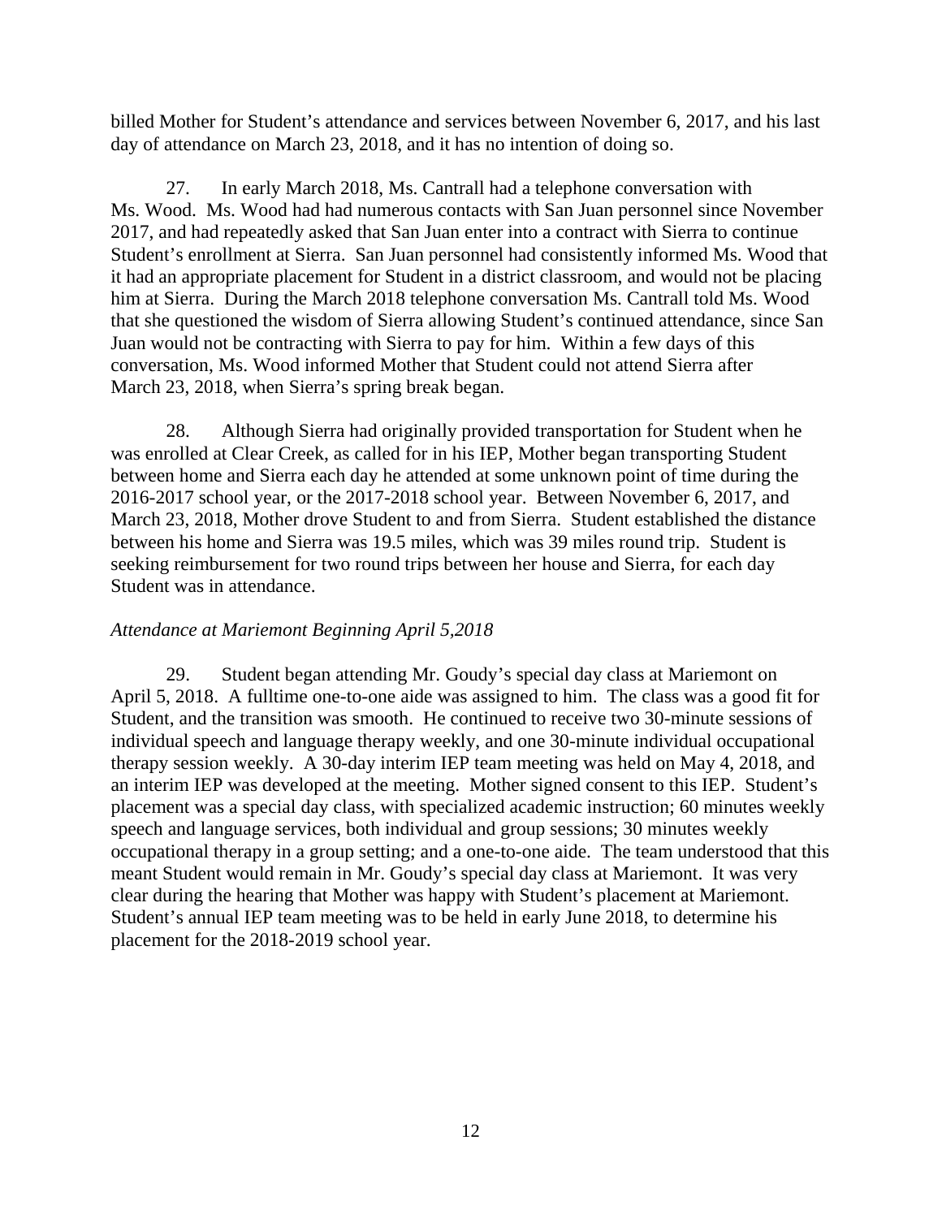billed Mother for Student's attendance and services between November 6, 2017, and his last day of attendance on March 23, 2018, and it has no intention of doing so.

27. In early March 2018, Ms. Cantrall had a telephone conversation with Ms. Wood. Ms. Wood had had numerous contacts with San Juan personnel since November 2017, and had repeatedly asked that San Juan enter into a contract with Sierra to continue Student's enrollment at Sierra. San Juan personnel had consistently informed Ms. Wood that it had an appropriate placement for Student in a district classroom, and would not be placing him at Sierra. During the March 2018 telephone conversation Ms. Cantrall told Ms. Wood that she questioned the wisdom of Sierra allowing Student's continued attendance, since San Juan would not be contracting with Sierra to pay for him. Within a few days of this conversation, Ms. Wood informed Mother that Student could not attend Sierra after March 23, 2018, when Sierra's spring break began.

28. Although Sierra had originally provided transportation for Student when he was enrolled at Clear Creek, as called for in his IEP, Mother began transporting Student between home and Sierra each day he attended at some unknown point of time during the 2016-2017 school year, or the 2017-2018 school year. Between November 6, 2017, and March 23, 2018, Mother drove Student to and from Sierra. Student established the distance between his home and Sierra was 19.5 miles, which was 39 miles round trip. Student is seeking reimbursement for two round trips between her house and Sierra, for each day Student was in attendance.

*Attendance at Mariemont Beginning April 5,2018*

29. Student began attending Mr. Goudy's special day class at Mariemont on April 5, 2018. A fulltime one-to-one aide was assigned to him. The class was a good fit for Student, and the transition was smooth. He continued to receive two 30-minute sessions of individual speech and language therapy weekly, and one 30-minute individual occupational therapy session weekly. A 30-day interim IEP team meeting was held on May 4, 2018, and an interim IEP was developed at the meeting. Mother signed consent to this IEP. Student's placement was a special day class, with specialized academic instruction; 60 minutes weekly speech and language services, both individual and group sessions; 30 minutes weekly occupational therapy in a group setting; and a one-to-one aide. The team understood that this meant Student would remain in Mr. Goudy's special day class at Mariemont. It was very clear during the hearing that Mother was happy with Student's placement at Mariemont. Student's annual IEP team meeting was to be held in early June 2018, to determine his placement for the 2018-2019 school year.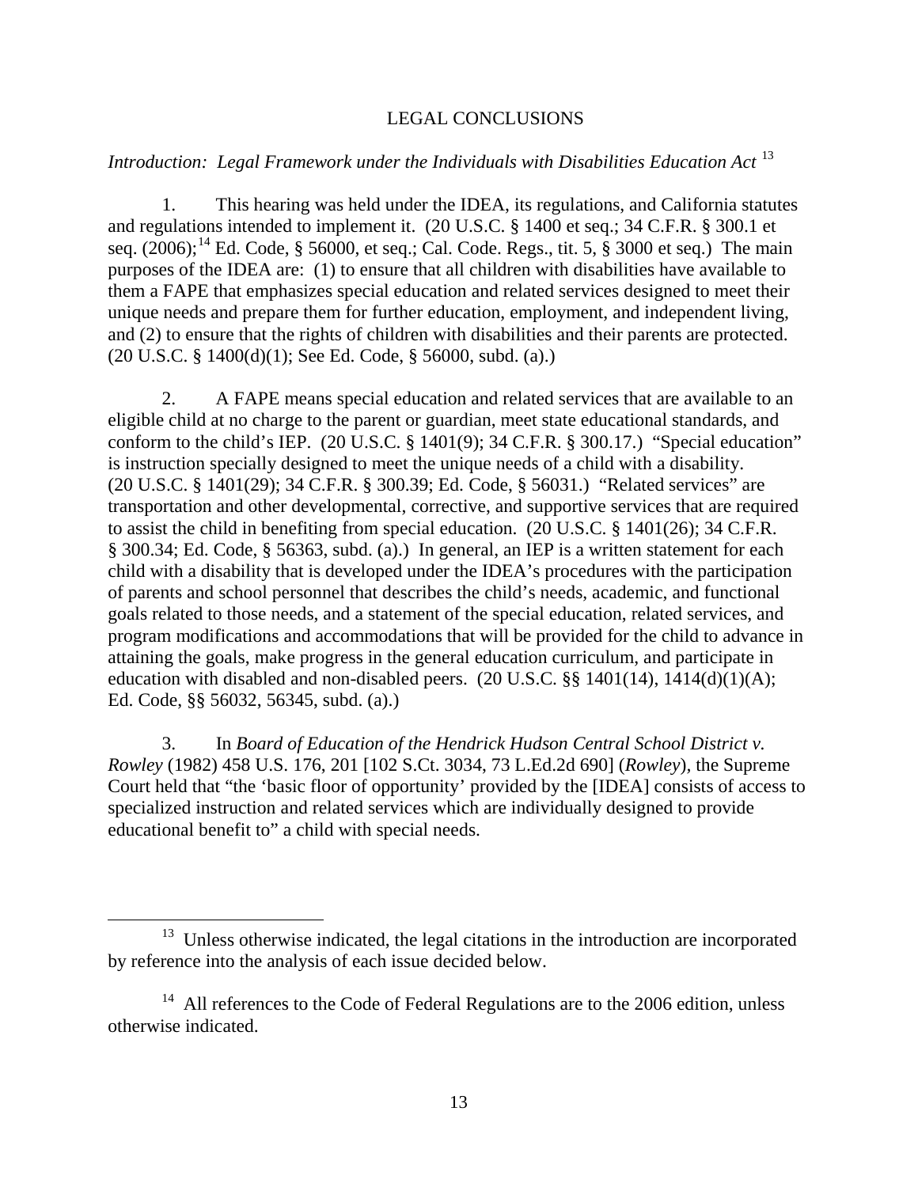## LEGAL CONCLUSIONS

*Introduction: Legal Framework under the Individuals with Disabilities Education Act* [13]

1. This hearing was held under the IDEA, its regulations, and California statutes and regulations intended to implement it. (20 U.S.C. § 1400 et seq.; 34 C.F.R. § 300.1 et seq. (2006);[14] Ed. Code, § 56000, et seq.; Cal. Code. Regs., tit. 5, § 3000 et seq.) The main purposes of the IDEA are: (1) to ensure that all children with disabilities have available to them a FAPE that emphasizes special education and related services designed to meet their unique needs and prepare them for further education, employment, and independent living, and (2) to ensure that the rights of children with disabilities and their parents are protected. (20 U.S.C. § 1400(d)(1); See Ed. Code, § 56000, subd. (a).)

2. A FAPE means special education and related services that are available to an eligible child at no charge to the parent or guardian, meet state educational standards, and conform to the child's IEP. (20 U.S.C. § 1401(9); 34 C.F.R. § 300.17.) "Special education" is instruction specially designed to meet the unique needs of a child with a disability. (20 U.S.C. § 1401(29); 34 C.F.R. § 300.39; Ed. Code, § 56031.) "Related services" are transportation and other developmental, corrective, and supportive services that are required to assist the child in benefiting from special education. (20 U.S.C. § 1401(26); 34 C.F.R. § 300.34; Ed. Code, § 56363, subd. (a).) In general, an IEP is a written statement for each child with a disability that is developed under the IDEA's procedures with the participation of parents and school personnel that describes the child's needs, academic, and functional goals related to those needs, and a statement of the special education, related services, and program modifications and accommodations that will be provided for the child to advance in attaining the goals, make progress in the general education curriculum, and participate in education with disabled and non-disabled peers. (20 U.S.C. §§ 1401(14), 1414(d)(1)(A); Ed. Code, §§ 56032, 56345, subd. (a).)

3. In *Board of Education of the Hendrick Hudson Central School District v. Rowley* (1982) 458 U.S. 176, 201 [102 S.Ct. 3034, 73 L.Ed.2d 690] (*Rowley*), the Supreme Court held that "the 'basic floor of opportunity' provided by the [IDEA] consists of access to specialized instruction and related services which are individually designed to provide educational benefit to" a child with special needs.

---

[13] Unless otherwise indicated, the legal citations in the introduction are incorporated by reference into the analysis of each issue decided below.

[14] All references to the Code of Federal Regulations are to the 2006 edition, unless otherwise indicated.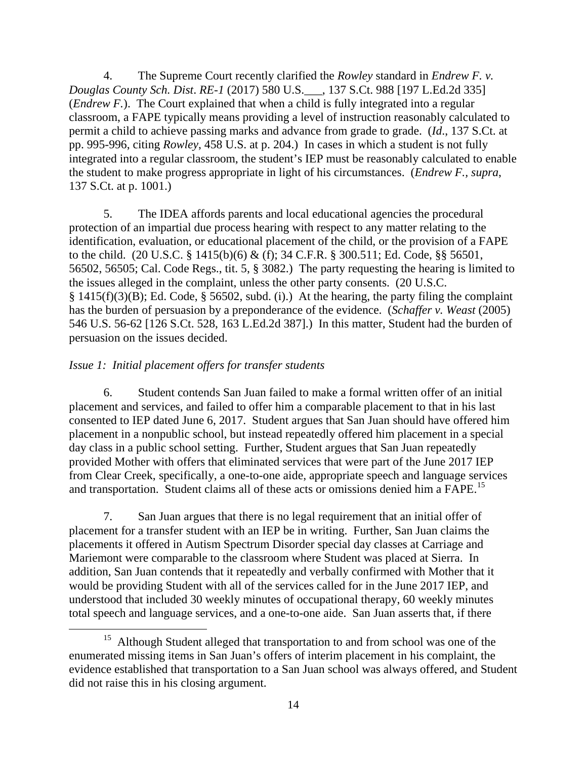4. The Supreme Court recently clarified the *Rowley* standard in *Endrew F. v. Douglas County Sch. Dist. RE-1* (2017) 580 U.S.___, 137 S.Ct. 988 [197 L.Ed.2d 335] (*Endrew F.*). The Court explained that when a child is fully integrated into a regular classroom, a FAPE typically means providing a level of instruction reasonably calculated to permit a child to achieve passing marks and advance from grade to grade. (*Id*., 137 S.Ct. at pp. 995-996, citing *Rowley*, 458 U.S. at p. 204.) In cases in which a student is not fully integrated into a regular classroom, the student's IEP must be reasonably calculated to enable the student to make progress appropriate in light of his circumstances. (*Endrew F., supra*, 137 S.Ct. at p. 1001.)

5. The IDEA affords parents and local educational agencies the procedural protection of an impartial due process hearing with respect to any matter relating to the identification, evaluation, or educational placement of the child, or the provision of a FAPE to the child. (20 U.S.C. § 1415(b)(6) & (f); 34 C.F.R. § 300.511; Ed. Code, §§ 56501, 56502, 56505; Cal. Code Regs., tit. 5, § 3082.) The party requesting the hearing is limited to the issues alleged in the complaint, unless the other party consents. (20 U.S.C. § 1415(f)(3)(B); Ed. Code, § 56502, subd. (i).) At the hearing, the party filing the complaint has the burden of persuasion by a preponderance of the evidence. (*Schaffer v. Weast* (2005) 546 U.S. 56-62 [126 S.Ct. 528, 163 L.Ed.2d 387].) In this matter, Student had the burden of persuasion on the issues decided.

*Issue 1: Initial placement offers for transfer students*

6. Student contends San Juan failed to make a formal written offer of an initial placement and services, and failed to offer him a comparable placement to that in his last consented to IEP dated June 6, 2017. Student argues that San Juan should have offered him placement in a nonpublic school, but instead repeatedly offered him placement in a special day class in a public school setting. Further, Student argues that San Juan repeatedly provided Mother with offers that eliminated services that were part of the June 2017 IEP from Clear Creek, specifically, a one-to-one aide, appropriate speech and language services and transportation. Student claims all of these acts or omissions denied him a FAPE.[15]

7. San Juan argues that there is no legal requirement that an initial offer of placement for a transfer student with an IEP be in writing. Further, San Juan claims the placements it offered in Autism Spectrum Disorder special day classes at Carriage and Mariemont were comparable to the classroom where Student was placed at Sierra. In addition, San Juan contends that it repeatedly and verbally confirmed with Mother that it would be providing Student with all of the services called for in the June 2017 IEP, and understood that included 30 weekly minutes of occupational therapy, 60 weekly minutes total speech and language services, and a one-to-one aide. San Juan asserts that, if there

[15] Although Student alleged that transportation to and from school was one of the enumerated missing items in San Juan's offers of interim placement in his complaint, the evidence established that transportation to a San Juan school was always offered, and Student did not raise this in his closing argument.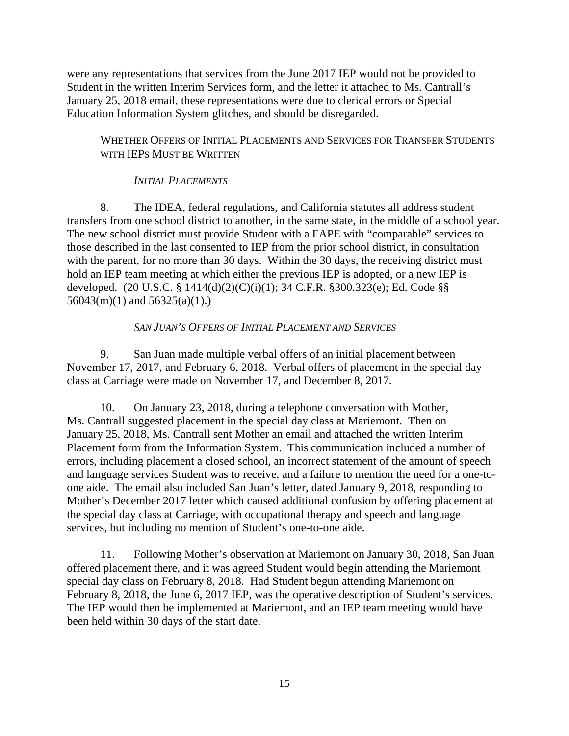were any representations that services from the June 2017 IEP would not be provided to Student in the written Interim Services form, and the letter it attached to Ms. Cantrall's January 25, 2018 email, these representations were due to clerical errors or Special Education Information System glitches, and should be disregarded.

WHETHER OFFERS OF INITIAL PLACEMENTS AND SERVICES FOR TRANSFER STUDENTS WITH IEPS MUST BE WRITTEN

*INITIAL PLACEMENTS*

8. The IDEA, federal regulations, and California statutes all address student transfers from one school district to another, in the same state, in the middle of a school year. The new school district must provide Student with a FAPE with "comparable" services to those described in the last consented to IEP from the prior school district, in consultation with the parent, for no more than 30 days. Within the 30 days, the receiving district must hold an IEP team meeting at which either the previous IEP is adopted, or a new IEP is developed. (20 U.S.C. § 1414(d)(2)(C)(i)(1); 34 C.F.R. §300.323(e); Ed. Code §§ 56043(m)(1) and 56325(a)(1).)

*SAN JUAN'S OFFERS OF INITIAL PLACEMENT AND SERVICES*

9. San Juan made multiple verbal offers of an initial placement between November 17, 2017, and February 6, 2018. Verbal offers of placement in the special day class at Carriage were made on November 17, and December 8, 2017.

10. On January 23, 2018, during a telephone conversation with Mother, Ms. Cantrall suggested placement in the special day class at Mariemont. Then on January 25, 2018, Ms. Cantrall sent Mother an email and attached the written Interim Placement form from the Information System. This communication included a number of errors, including placement a closed school, an incorrect statement of the amount of speech and language services Student was to receive, and a failure to mention the need for a one-to-one aide. The email also included San Juan's letter, dated January 9, 2018, responding to Mother's December 2017 letter which caused additional confusion by offering placement at the special day class at Carriage, with occupational therapy and speech and language services, but including no mention of Student's one-to-one aide.

11. Following Mother's observation at Mariemont on January 30, 2018, San Juan offered placement there, and it was agreed Student would begin attending the Mariemont special day class on February 8, 2018. Had Student begun attending Mariemont on February 8, 2018, the June 6, 2017 IEP, was the operative description of Student's services. The IEP would then be implemented at Mariemont, and an IEP team meeting would have been held within 30 days of the start date.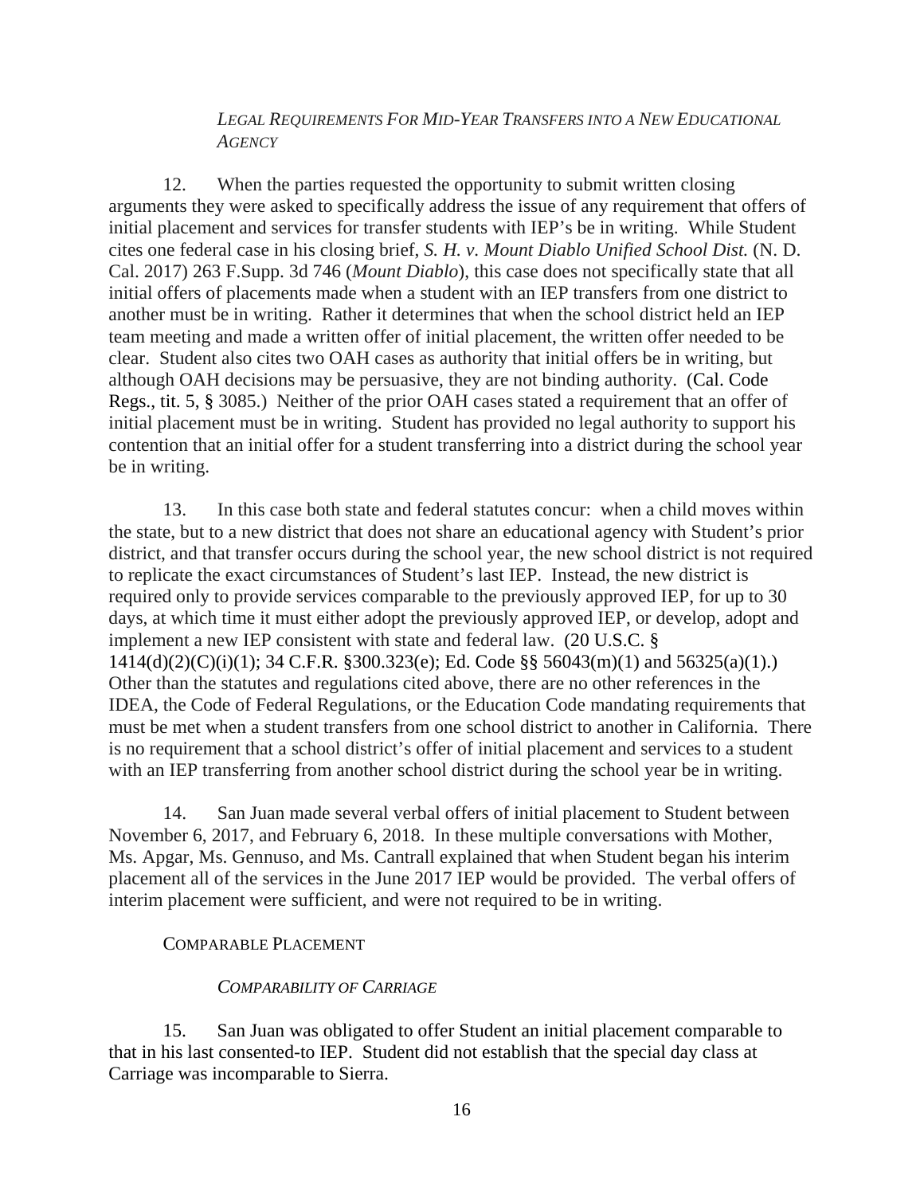*LEGAL REQUIREMENTS FOR MID-YEAR TRANSFERS INTO A NEW EDUCATIONAL AGENCY*

12. When the parties requested the opportunity to submit written closing arguments they were asked to specifically address the issue of any requirement that offers of initial placement and services for transfer students with IEP's be in writing. While Student cites one federal case in his closing brief, *S. H. v. Mount Diablo Unified School Dist.* (N. D. Cal. 2017) 263 F.Supp. 3d 746 (*Mount Diablo*), this case does not specifically state that all initial offers of placements made when a student with an IEP transfers from one district to another must be in writing. Rather it determines that when the school district held an IEP team meeting and made a written offer of initial placement, the written offer needed to be clear. Student also cites two OAH cases as authority that initial offers be in writing, but although OAH decisions may be persuasive, they are not binding authority. (Cal. Code Regs., tit. 5, § 3085.) Neither of the prior OAH cases stated a requirement that an offer of initial placement must be in writing. Student has provided no legal authority to support his contention that an initial offer for a student transferring into a district during the school year be in writing.

13. In this case both state and federal statutes concur: when a child moves within the state, but to a new district that does not share an educational agency with Student's prior district, and that transfer occurs during the school year, the new school district is not required to replicate the exact circumstances of Student's last IEP. Instead, the new district is required only to provide services comparable to the previously approved IEP, for up to 30 days, at which time it must either adopt the previously approved IEP, or develop, adopt and implement a new IEP consistent with state and federal law. (20 U.S.C. § 1414(d)(2)(C)(i)(1); 34 C.F.R. §300.323(e); Ed. Code §§ 56043(m)(1) and 56325(a)(1).) Other than the statutes and regulations cited above, there are no other references in the IDEA, the Code of Federal Regulations, or the Education Code mandating requirements that must be met when a student transfers from one school district to another in California. There is no requirement that a school district's offer of initial placement and services to a student with an IEP transferring from another school district during the school year be in writing.

14. San Juan made several verbal offers of initial placement to Student between November 6, 2017, and February 6, 2018. In these multiple conversations with Mother, Ms. Apgar, Ms. Gennuso, and Ms. Cantrall explained that when Student began his interim placement all of the services in the June 2017 IEP would be provided. The verbal offers of interim placement were sufficient, and were not required to be in writing.

COMPARABLE PLACEMENT

*COMPARABILITY OF CARRIAGE*

15. San Juan was obligated to offer Student an initial placement comparable to that in his last consented-to IEP. Student did not establish that the special day class at Carriage was incomparable to Sierra.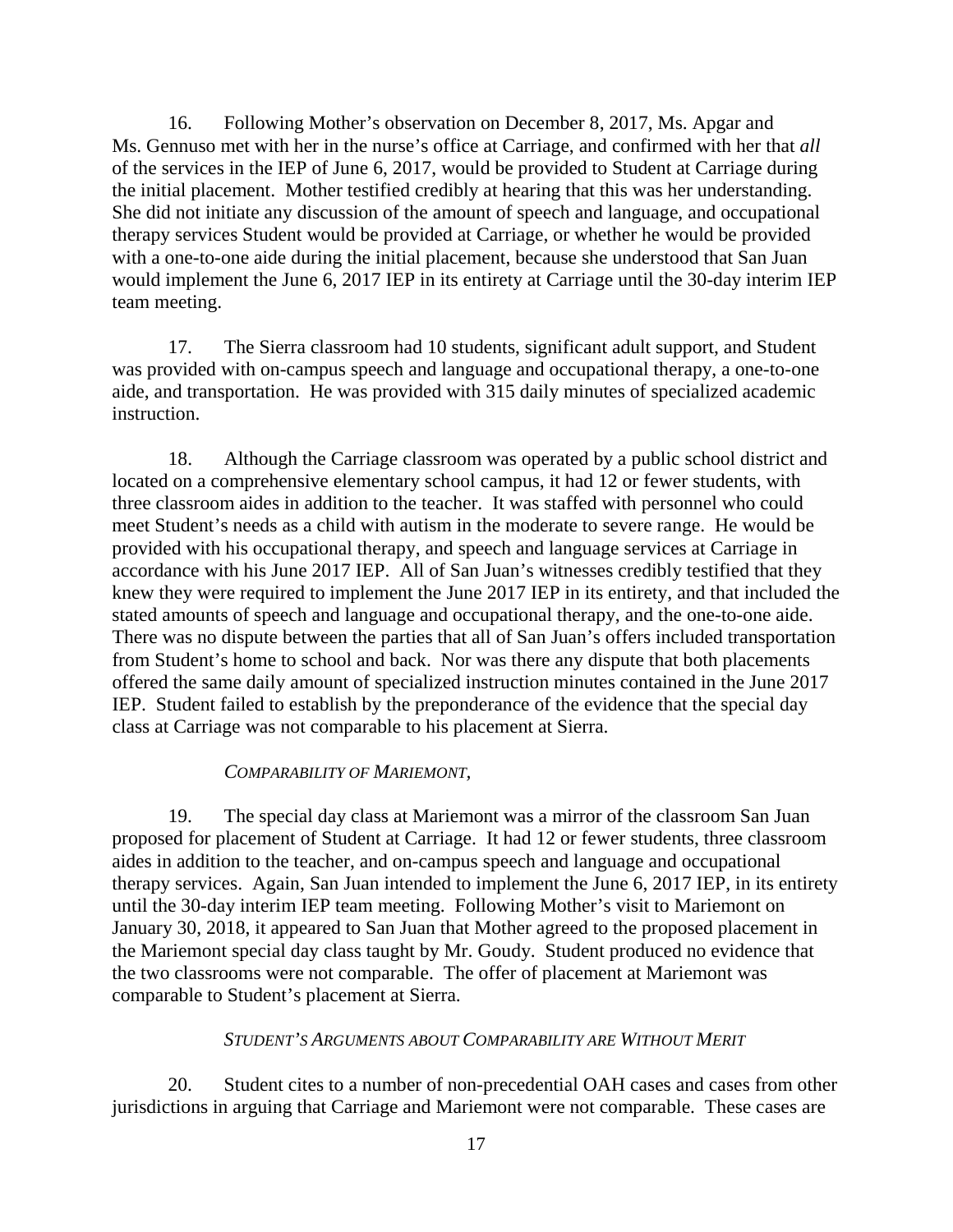16. Following Mother's observation on December 8, 2017, Ms. Apgar and Ms. Gennuso met with her in the nurse's office at Carriage, and confirmed with her that *all* of the services in the IEP of June 6, 2017, would be provided to Student at Carriage during the initial placement. Mother testified credibly at hearing that this was her understanding. She did not initiate any discussion of the amount of speech and language, and occupational therapy services Student would be provided at Carriage, or whether he would be provided with a one-to-one aide during the initial placement, because she understood that San Juan would implement the June 6, 2017 IEP in its entirety at Carriage until the 30-day interim IEP team meeting.

17. The Sierra classroom had 10 students, significant adult support, and Student was provided with on-campus speech and language and occupational therapy, a one-to-one aide, and transportation. He was provided with 315 daily minutes of specialized academic instruction.

18. Although the Carriage classroom was operated by a public school district and located on a comprehensive elementary school campus, it had 12 or fewer students, with three classroom aides in addition to the teacher. It was staffed with personnel who could meet Student's needs as a child with autism in the moderate to severe range. He would be provided with his occupational therapy, and speech and language services at Carriage in accordance with his June 2017 IEP. All of San Juan's witnesses credibly testified that they knew they were required to implement the June 2017 IEP in its entirety, and that included the stated amounts of speech and language and occupational therapy, and the one-to-one aide. There was no dispute between the parties that all of San Juan's offers included transportation from Student's home to school and back. Nor was there any dispute that both placements offered the same daily amount of specialized instruction minutes contained in the June 2017 IEP. Student failed to establish by the preponderance of the evidence that the special day class at Carriage was not comparable to his placement at Sierra.

*COMPARABILITY OF MARIEMONT,*

19. The special day class at Mariemont was a mirror of the classroom San Juan proposed for placement of Student at Carriage. It had 12 or fewer students, three classroom aides in addition to the teacher, and on-campus speech and language and occupational therapy services. Again, San Juan intended to implement the June 6, 2017 IEP, in its entirety until the 30-day interim IEP team meeting. Following Mother's visit to Mariemont on January 30, 2018, it appeared to San Juan that Mother agreed to the proposed placement in the Mariemont special day class taught by Mr. Goudy. Student produced no evidence that the two classrooms were not comparable. The offer of placement at Mariemont was comparable to Student's placement at Sierra.

*STUDENT'S ARGUMENTS ABOUT COMPARABILITY ARE WITHOUT MERIT*

20. Student cites to a number of non-precedential OAH cases and cases from other jurisdictions in arguing that Carriage and Mariemont were not comparable. These cases are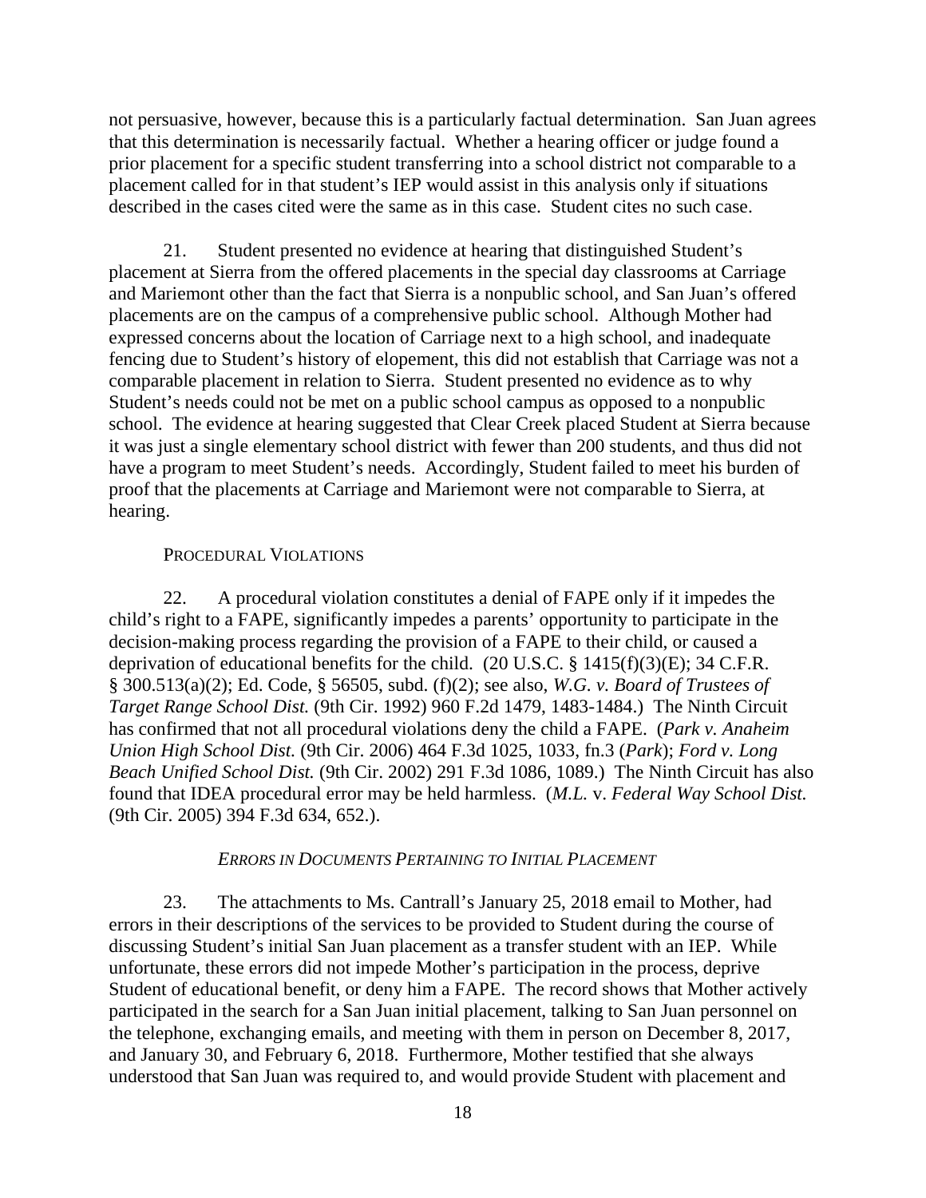not persuasive, however, because this is a particularly factual determination. San Juan agrees that this determination is necessarily factual. Whether a hearing officer or judge found a prior placement for a specific student transferring into a school district not comparable to a placement called for in that student's IEP would assist in this analysis only if situations described in the cases cited were the same as in this case. Student cites no such case.

21. Student presented no evidence at hearing that distinguished Student's placement at Sierra from the offered placements in the special day classrooms at Carriage and Mariemont other than the fact that Sierra is a nonpublic school, and San Juan's offered placements are on the campus of a comprehensive public school. Although Mother had expressed concerns about the location of Carriage next to a high school, and inadequate fencing due to Student's history of elopement, this did not establish that Carriage was not a comparable placement in relation to Sierra. Student presented no evidence as to why Student's needs could not be met on a public school campus as opposed to a nonpublic school. The evidence at hearing suggested that Clear Creek placed Student at Sierra because it was just a single elementary school district with fewer than 200 students, and thus did not have a program to meet Student's needs. Accordingly, Student failed to meet his burden of proof that the placements at Carriage and Mariemont were not comparable to Sierra, at hearing.

PROCEDURAL VIOLATIONS

22. A procedural violation constitutes a denial of FAPE only if it impedes the child's right to a FAPE, significantly impedes a parents' opportunity to participate in the decision-making process regarding the provision of a FAPE to their child, or caused a deprivation of educational benefits for the child. (20 U.S.C. § 1415(f)(3)(E); 34 C.F.R. § 300.513(a)(2); Ed. Code, § 56505, subd. (f)(2); see also, *W.G. v. Board of Trustees of Target Range School Dist.* (9th Cir. 1992) 960 F.2d 1479, 1483-1484.) The Ninth Circuit has confirmed that not all procedural violations deny the child a FAPE. (*Park v. Anaheim Union High School Dist.* (9th Cir. 2006) 464 F.3d 1025, 1033, fn.3 (*Park*); *Ford v. Long Beach Unified School Dist.* (9th Cir. 2002) 291 F.3d 1086, 1089.) The Ninth Circuit has also found that IDEA procedural error may be held harmless. (*M.L.* v. *Federal Way School Dist.* (9th Cir. 2005) 394 F.3d 634, 652.).

*ERRORS IN DOCUMENTS PERTAINING TO INITIAL PLACEMENT*

23. The attachments to Ms. Cantrall's January 25, 2018 email to Mother, had errors in their descriptions of the services to be provided to Student during the course of discussing Student's initial San Juan placement as a transfer student with an IEP. While unfortunate, these errors did not impede Mother's participation in the process, deprive Student of educational benefit, or deny him a FAPE. The record shows that Mother actively participated in the search for a San Juan initial placement, talking to San Juan personnel on the telephone, exchanging emails, and meeting with them in person on December 8, 2017, and January 30, and February 6, 2018. Furthermore, Mother testified that she always understood that San Juan was required to, and would provide Student with placement and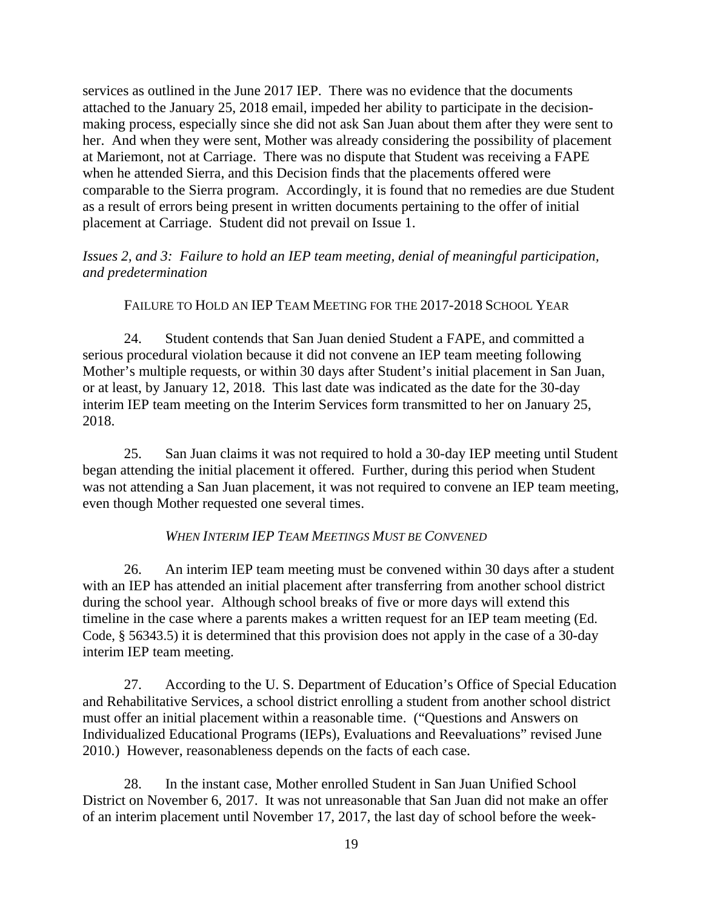services as outlined in the June 2017 IEP. There was no evidence that the documents attached to the January 25, 2018 email, impeded her ability to participate in the decision-making process, especially since she did not ask San Juan about them after they were sent to her. And when they were sent, Mother was already considering the possibility of placement at Mariemont, not at Carriage. There was no dispute that Student was receiving a FAPE when he attended Sierra, and this Decision finds that the placements offered were comparable to the Sierra program. Accordingly, it is found that no remedies are due Student as a result of errors being present in written documents pertaining to the offer of initial placement at Carriage. Student did not prevail on Issue 1.

*Issues 2, and 3: Failure to hold an IEP team meeting, denial of meaningful participation, and predetermination*

FAILURE TO HOLD AN IEP TEAM MEETING FOR THE 2017-2018 SCHOOL YEAR

24. Student contends that San Juan denied Student a FAPE, and committed a serious procedural violation because it did not convene an IEP team meeting following Mother's multiple requests, or within 30 days after Student's initial placement in San Juan, or at least, by January 12, 2018. This last date was indicated as the date for the 30-day interim IEP team meeting on the Interim Services form transmitted to her on January 25, 2018.

25. San Juan claims it was not required to hold a 30-day IEP meeting until Student began attending the initial placement it offered. Further, during this period when Student was not attending a San Juan placement, it was not required to convene an IEP team meeting, even though Mother requested one several times.

*WHEN INTERIM IEP TEAM MEETINGS MUST BE CONVENED*

26. An interim IEP team meeting must be convened within 30 days after a student with an IEP has attended an initial placement after transferring from another school district during the school year. Although school breaks of five or more days will extend this timeline in the case where a parents makes a written request for an IEP team meeting (Ed. Code, § 56343.5) it is determined that this provision does not apply in the case of a 30-day interim IEP team meeting.

27. According to the U. S. Department of Education's Office of Special Education and Rehabilitative Services, a school district enrolling a student from another school district must offer an initial placement within a reasonable time. ("Questions and Answers on Individualized Educational Programs (IEPs), Evaluations and Reevaluations" revised June 2010.) However, reasonableness depends on the facts of each case.

28. In the instant case, Mother enrolled Student in San Juan Unified School District on November 6, 2017. It was not unreasonable that San Juan did not make an offer of an interim placement until November 17, 2017, the last day of school before the week-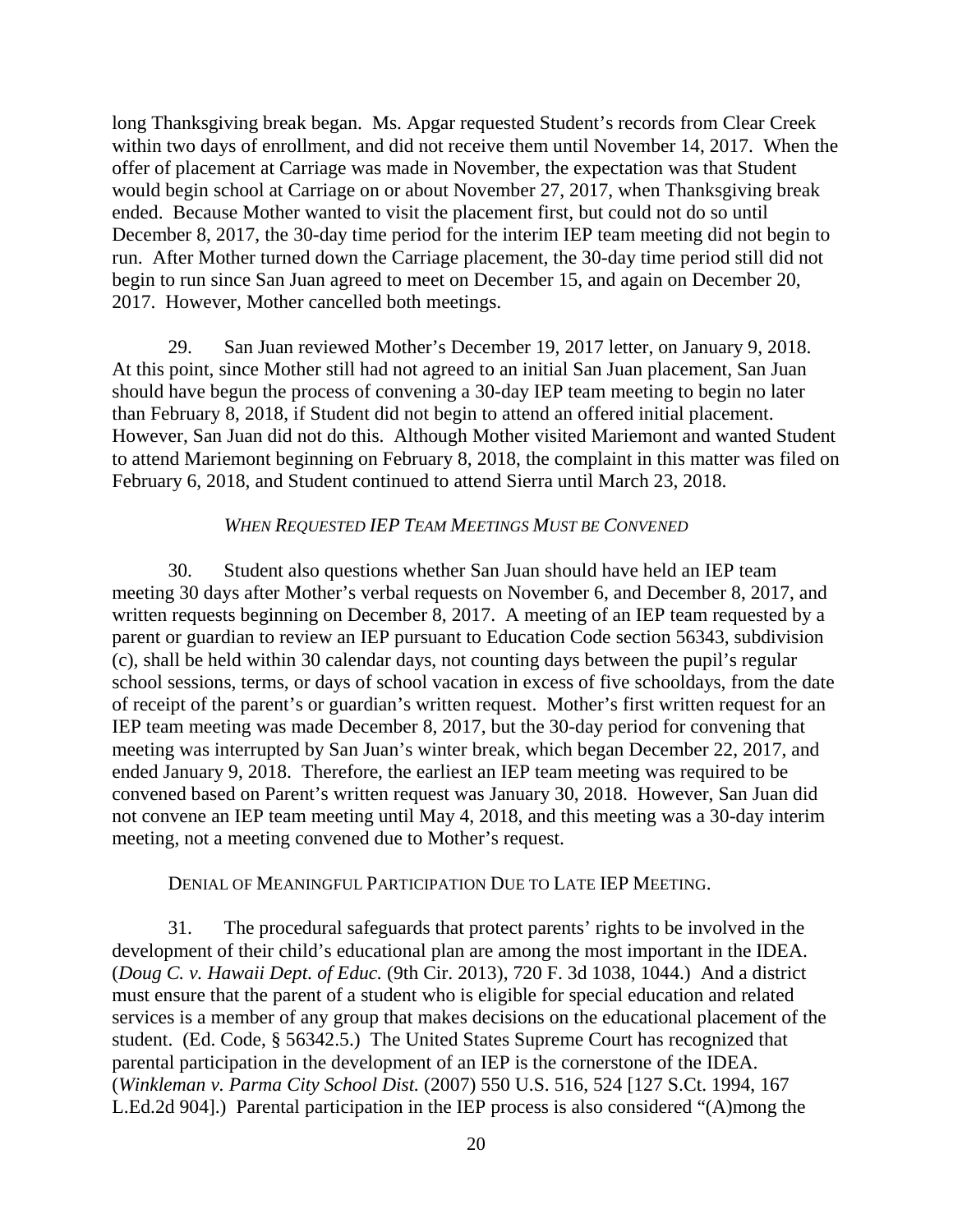long Thanksgiving break began. Ms. Apgar requested Student's records from Clear Creek within two days of enrollment, and did not receive them until November 14, 2017. When the offer of placement at Carriage was made in November, the expectation was that Student would begin school at Carriage on or about November 27, 2017, when Thanksgiving break ended. Because Mother wanted to visit the placement first, but could not do so until December 8, 2017, the 30-day time period for the interim IEP team meeting did not begin to run. After Mother turned down the Carriage placement, the 30-day time period still did not begin to run since San Juan agreed to meet on December 15, and again on December 20, 2017. However, Mother cancelled both meetings.

29. San Juan reviewed Mother's December 19, 2017 letter, on January 9, 2018. At this point, since Mother still had not agreed to an initial San Juan placement, San Juan should have begun the process of convening a 30-day IEP team meeting to begin no later than February 8, 2018, if Student did not begin to attend an offered initial placement. However, San Juan did not do this. Although Mother visited Mariemont and wanted Student to attend Mariemont beginning on February 8, 2018, the complaint in this matter was filed on February 6, 2018, and Student continued to attend Sierra until March 23, 2018.

*WHEN REQUESTED IEP TEAM MEETINGS MUST BE CONVENED*

30. Student also questions whether San Juan should have held an IEP team meeting 30 days after Mother's verbal requests on November 6, and December 8, 2017, and written requests beginning on December 8, 2017. A meeting of an IEP team requested by a parent or guardian to review an IEP pursuant to Education Code section 56343, subdivision (c), shall be held within 30 calendar days, not counting days between the pupil's regular school sessions, terms, or days of school vacation in excess of five schooldays, from the date of receipt of the parent's or guardian's written request. Mother's first written request for an IEP team meeting was made December 8, 2017, but the 30-day period for convening that meeting was interrupted by San Juan's winter break, which began December 22, 2017, and ended January 9, 2018. Therefore, the earliest an IEP team meeting was required to be convened based on Parent's written request was January 30, 2018. However, San Juan did not convene an IEP team meeting until May 4, 2018, and this meeting was a 30-day interim meeting, not a meeting convened due to Mother's request.

DENIAL OF MEANINGFUL PARTICIPATION DUE TO LATE IEP MEETING.

31. The procedural safeguards that protect parents' rights to be involved in the development of their child's educational plan are among the most important in the IDEA. (*Doug C. v. Hawaii Dept. of Educ.* (9th Cir. 2013), 720 F. 3d 1038, 1044.) And a district must ensure that the parent of a student who is eligible for special education and related services is a member of any group that makes decisions on the educational placement of the student. (Ed. Code, § 56342.5.) The United States Supreme Court has recognized that parental participation in the development of an IEP is the cornerstone of the IDEA. (*Winkleman v. Parma City School Dist.* (2007) 550 U.S. 516, 524 [127 S.Ct. 1994, 167 L.Ed.2d 904].) Parental participation in the IEP process is also considered "(A)mong the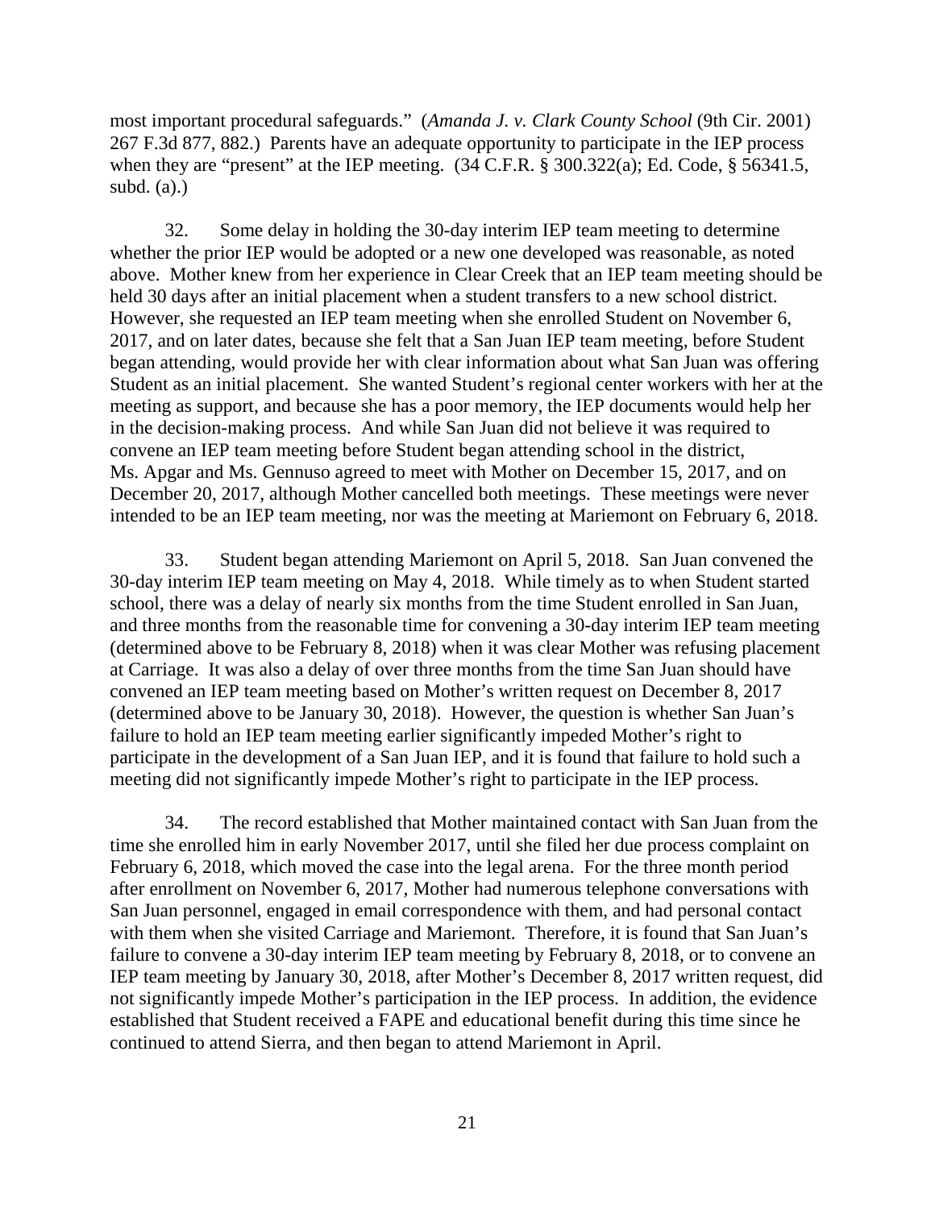most important procedural safeguards." (*Amanda J. v. Clark County School* (9th Cir. 2001) 267 F.3d 877, 882.) Parents have an adequate opportunity to participate in the IEP process when they are "present" at the IEP meeting. (34 C.F.R. § 300.322(a); Ed. Code, § 56341.5, subd. (a).)

32. Some delay in holding the 30-day interim IEP team meeting to determine whether the prior IEP would be adopted or a new one developed was reasonable, as noted above. Mother knew from her experience in Clear Creek that an IEP team meeting should be held 30 days after an initial placement when a student transfers to a new school district. However, she requested an IEP team meeting when she enrolled Student on November 6, 2017, and on later dates, because she felt that a San Juan IEP team meeting, before Student began attending, would provide her with clear information about what San Juan was offering Student as an initial placement. She wanted Student's regional center workers with her at the meeting as support, and because she has a poor memory, the IEP documents would help her in the decision-making process. And while San Juan did not believe it was required to convene an IEP team meeting before Student began attending school in the district, Ms. Apgar and Ms. Gennuso agreed to meet with Mother on December 15, 2017, and on December 20, 2017, although Mother cancelled both meetings. These meetings were never intended to be an IEP team meeting, nor was the meeting at Mariemont on February 6, 2018.

33. Student began attending Mariemont on April 5, 2018. San Juan convened the 30-day interim IEP team meeting on May 4, 2018. While timely as to when Student started school, there was a delay of nearly six months from the time Student enrolled in San Juan, and three months from the reasonable time for convening a 30-day interim IEP team meeting (determined above to be February 8, 2018) when it was clear Mother was refusing placement at Carriage. It was also a delay of over three months from the time San Juan should have convened an IEP team meeting based on Mother's written request on December 8, 2017 (determined above to be January 30, 2018). However, the question is whether San Juan's failure to hold an IEP team meeting earlier significantly impeded Mother's right to participate in the development of a San Juan IEP, and it is found that failure to hold such a meeting did not significantly impede Mother's right to participate in the IEP process.

34. The record established that Mother maintained contact with San Juan from the time she enrolled him in early November 2017, until she filed her due process complaint on February 6, 2018, which moved the case into the legal arena. For the three month period after enrollment on November 6, 2017, Mother had numerous telephone conversations with San Juan personnel, engaged in email correspondence with them, and had personal contact with them when she visited Carriage and Mariemont. Therefore, it is found that San Juan's failure to convene a 30-day interim IEP team meeting by February 8, 2018, or to convene an IEP team meeting by January 30, 2018, after Mother's December 8, 2017 written request, did not significantly impede Mother's participation in the IEP process. In addition, the evidence established that Student received a FAPE and educational benefit during this time since he continued to attend Sierra, and then began to attend Mariemont in April.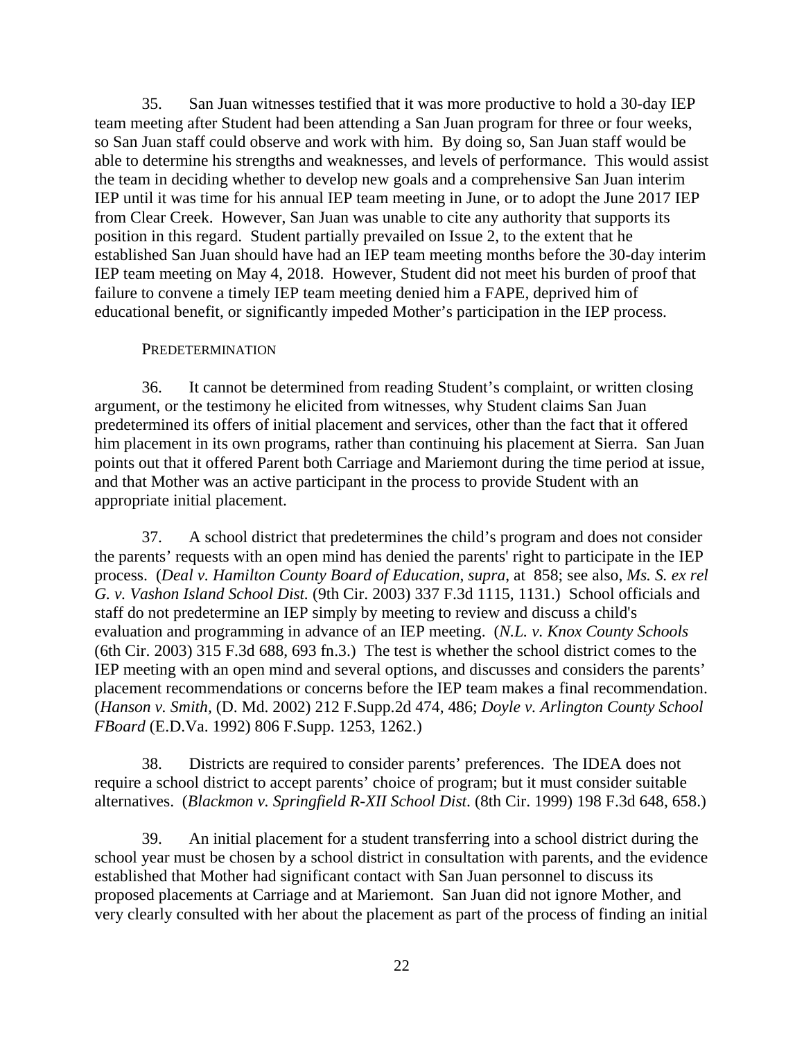35. San Juan witnesses testified that it was more productive to hold a 30-day IEP team meeting after Student had been attending a San Juan program for three or four weeks, so San Juan staff could observe and work with him. By doing so, San Juan staff would be able to determine his strengths and weaknesses, and levels of performance. This would assist the team in deciding whether to develop new goals and a comprehensive San Juan interim IEP until it was time for his annual IEP team meeting in June, or to adopt the June 2017 IEP from Clear Creek. However, San Juan was unable to cite any authority that supports its position in this regard. Student partially prevailed on Issue 2, to the extent that he established San Juan should have had an IEP team meeting months before the 30-day interim IEP team meeting on May 4, 2018. However, Student did not meet his burden of proof that failure to convene a timely IEP team meeting denied him a FAPE, deprived him of educational benefit, or significantly impeded Mother's participation in the IEP process.

PREDETERMINATION

36. It cannot be determined from reading Student's complaint, or written closing argument, or the testimony he elicited from witnesses, why Student claims San Juan predetermined its offers of initial placement and services, other than the fact that it offered him placement in its own programs, rather than continuing his placement at Sierra. San Juan points out that it offered Parent both Carriage and Mariemont during the time period at issue, and that Mother was an active participant in the process to provide Student with an appropriate initial placement.

37. A school district that predetermines the child's program and does not consider the parents' requests with an open mind has denied the parents' right to participate in the IEP process. (*Deal v. Hamilton County Board of Education*, *supra*, at 858; see also, *Ms. S. ex rel G. v. Vashon Island School Dist.* (9th Cir. 2003) 337 F.3d 1115, 1131.) School officials and staff do not predetermine an IEP simply by meeting to review and discuss a child's evaluation and programming in advance of an IEP meeting. (*N.L. v. Knox County Schools* (6th Cir. 2003) 315 F.3d 688, 693 fn.3.) The test is whether the school district comes to the IEP meeting with an open mind and several options, and discusses and considers the parents' placement recommendations or concerns before the IEP team makes a final recommendation. (*Hanson v. Smith*, (D. Md. 2002) 212 F.Supp.2d 474, 486; *Doyle v. Arlington County School FBoard* (E.D.Va. 1992) 806 F.Supp. 1253, 1262.)

38. Districts are required to consider parents' preferences. The IDEA does not require a school district to accept parents' choice of program; but it must consider suitable alternatives. (*Blackmon v. Springfield R-XII School Dist.* (8th Cir. 1999) 198 F.3d 648, 658.)

39. An initial placement for a student transferring into a school district during the school year must be chosen by a school district in consultation with parents, and the evidence established that Mother had significant contact with San Juan personnel to discuss its proposed placements at Carriage and at Mariemont. San Juan did not ignore Mother, and very clearly consulted with her about the placement as part of the process of finding an initial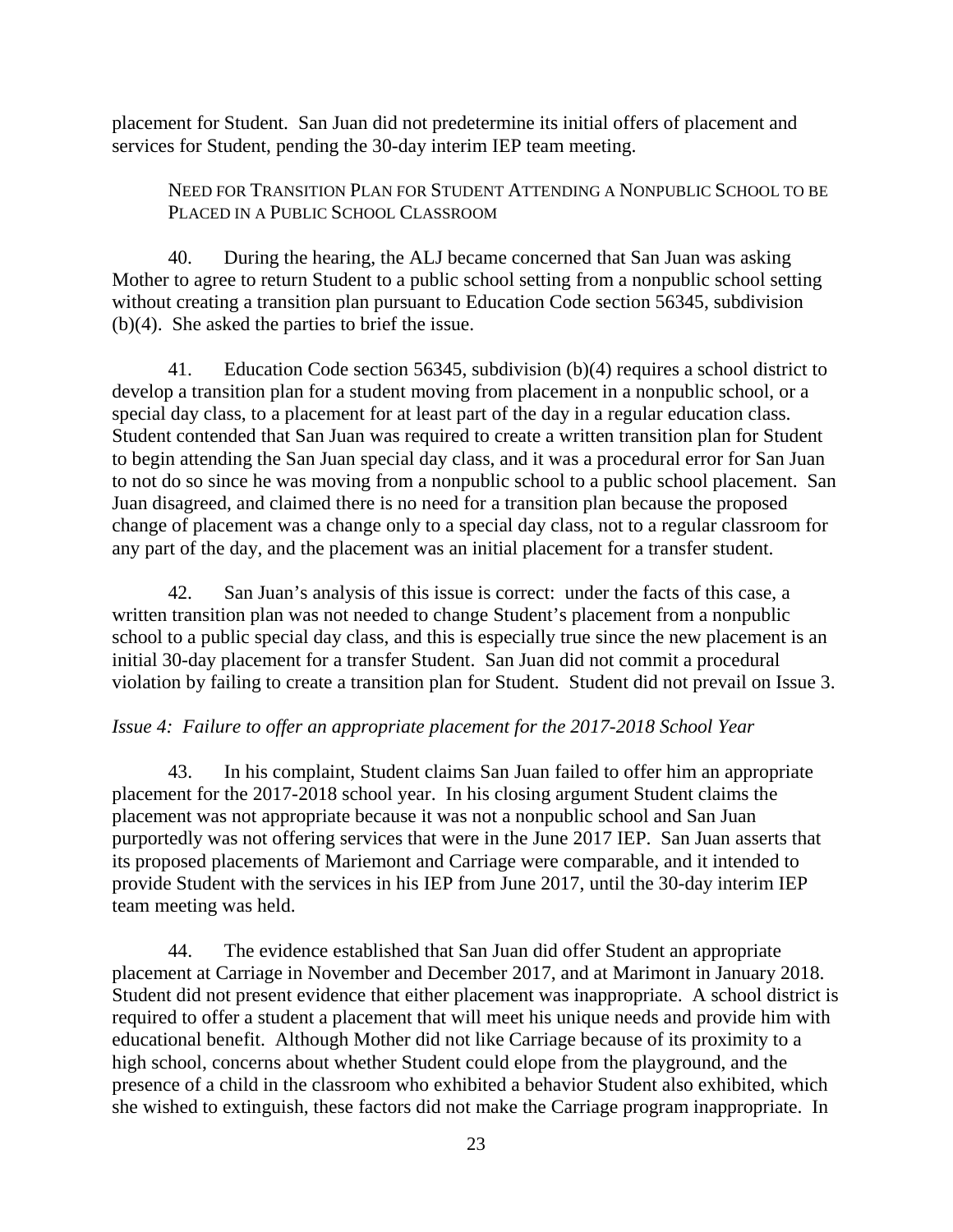placement for Student. San Juan did not predetermine its initial offers of placement and services for Student, pending the 30-day interim IEP team meeting.

NEED FOR TRANSITION PLAN FOR STUDENT ATTENDING A NONPUBLIC SCHOOL TO BE PLACED IN A PUBLIC SCHOOL CLASSROOM

40. During the hearing, the ALJ became concerned that San Juan was asking Mother to agree to return Student to a public school setting from a nonpublic school setting without creating a transition plan pursuant to Education Code section 56345, subdivision (b)(4). She asked the parties to brief the issue.

41. Education Code section 56345, subdivision (b)(4) requires a school district to develop a transition plan for a student moving from placement in a nonpublic school, or a special day class, to a placement for at least part of the day in a regular education class. Student contended that San Juan was required to create a written transition plan for Student to begin attending the San Juan special day class, and it was a procedural error for San Juan to not do so since he was moving from a nonpublic school to a public school placement. San Juan disagreed, and claimed there is no need for a transition plan because the proposed change of placement was a change only to a special day class, not to a regular classroom for any part of the day, and the placement was an initial placement for a transfer student.

42. San Juan's analysis of this issue is correct: under the facts of this case, a written transition plan was not needed to change Student's placement from a nonpublic school to a public special day class, and this is especially true since the new placement is an initial 30-day placement for a transfer Student. San Juan did not commit a procedural violation by failing to create a transition plan for Student. Student did not prevail on Issue 3.

*Issue 4: Failure to offer an appropriate placement for the 2017-2018 School Year*

43. In his complaint, Student claims San Juan failed to offer him an appropriate placement for the 2017-2018 school year. In his closing argument Student claims the placement was not appropriate because it was not a nonpublic school and San Juan purportedly was not offering services that were in the June 2017 IEP. San Juan asserts that its proposed placements of Mariemont and Carriage were comparable, and it intended to provide Student with the services in his IEP from June 2017, until the 30-day interim IEP team meeting was held.

44. The evidence established that San Juan did offer Student an appropriate placement at Carriage in November and December 2017, and at Marimont in January 2018. Student did not present evidence that either placement was inappropriate. A school district is required to offer a student a placement that will meet his unique needs and provide him with educational benefit. Although Mother did not like Carriage because of its proximity to a high school, concerns about whether Student could elope from the playground, and the presence of a child in the classroom who exhibited a behavior Student also exhibited, which she wished to extinguish, these factors did not make the Carriage program inappropriate. In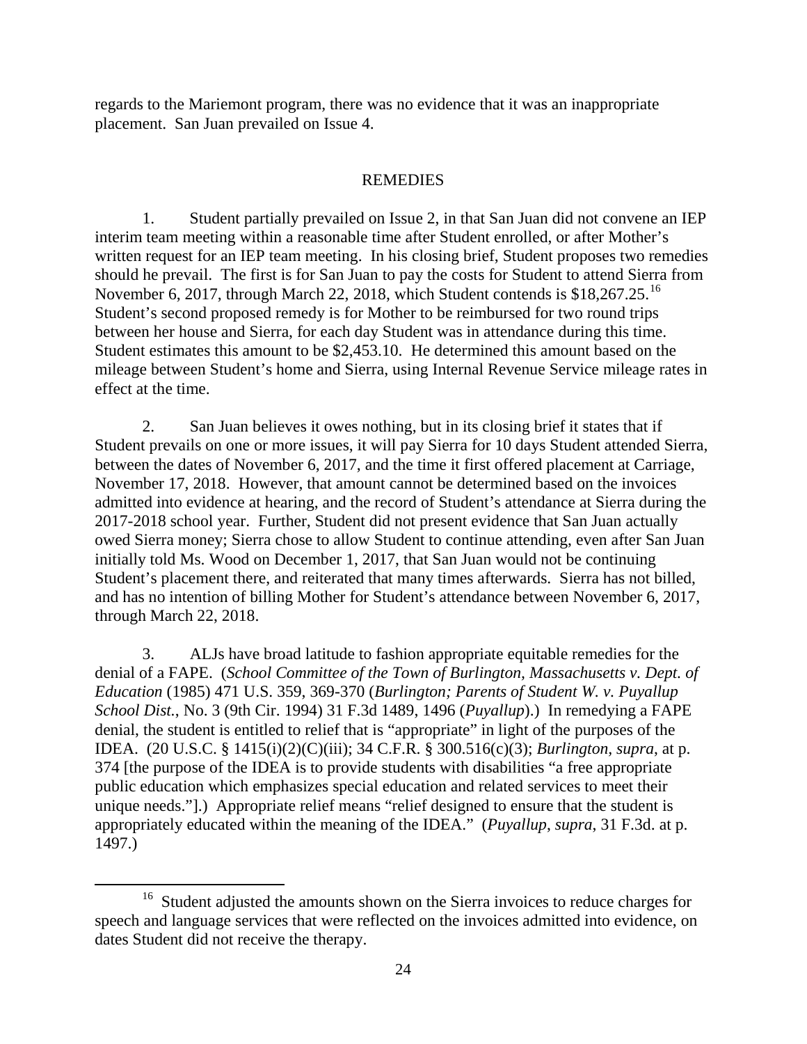regards to the Mariemont program, there was no evidence that it was an inappropriate placement. San Juan prevailed on Issue 4.

## REMEDIES

1. Student partially prevailed on Issue 2, in that San Juan did not convene an IEP interim team meeting within a reasonable time after Student enrolled, or after Mother's written request for an IEP team meeting. In his closing brief, Student proposes two remedies should he prevail. The first is for San Juan to pay the costs for Student to attend Sierra from November 6, 2017, through March 22, 2018, which Student contends is $18,267.25.[16] Student's second proposed remedy is for Mother to be reimbursed for two round trips between her house and Sierra, for each day Student was in attendance during this time. Student estimates this amount to be $2,453.10. He determined this amount based on the mileage between Student's home and Sierra, using Internal Revenue Service mileage rates in effect at the time.

2. San Juan believes it owes nothing, but in its closing brief it states that if Student prevails on one or more issues, it will pay Sierra for 10 days Student attended Sierra, between the dates of November 6, 2017, and the time it first offered placement at Carriage, November 17, 2018. However, that amount cannot be determined based on the invoices admitted into evidence at hearing, and the record of Student's attendance at Sierra during the 2017-2018 school year. Further, Student did not present evidence that San Juan actually owed Sierra money; Sierra chose to allow Student to continue attending, even after San Juan initially told Ms. Wood on December 1, 2017, that San Juan would not be continuing Student's placement there, and reiterated that many times afterwards. Sierra has not billed, and has no intention of billing Mother for Student's attendance between November 6, 2017, through March 22, 2018.

3. ALJs have broad latitude to fashion appropriate equitable remedies for the denial of a FAPE. (*School Committee of the Town of Burlington, Massachusetts v. Dept. of Education* (1985) 471 U.S. 359, 369-370 (*Burlington; Parents of Student W. v. Puyallup School Dist.*, No. 3 (9th Cir. 1994) 31 F.3d 1489, 1496 (*Puyallup*).) In remedying a FAPE denial, the student is entitled to relief that is "appropriate" in light of the purposes of the IDEA. (20 U.S.C. § 1415(i)(2)(C)(iii); 34 C.F.R. § 300.516(c)(3); *Burlington, supra*, at p. 374 [the purpose of the IDEA is to provide students with disabilities "a free appropriate public education which emphasizes special education and related services to meet their unique needs."].) Appropriate relief means "relief designed to ensure that the student is appropriately educated within the meaning of the IDEA." (*Puyallup*, *supra*, 31 F.3d. at p. 1497.)

---

[16] Student adjusted the amounts shown on the Sierra invoices to reduce charges for speech and language services that were reflected on the invoices admitted into evidence, on dates Student did not receive the therapy.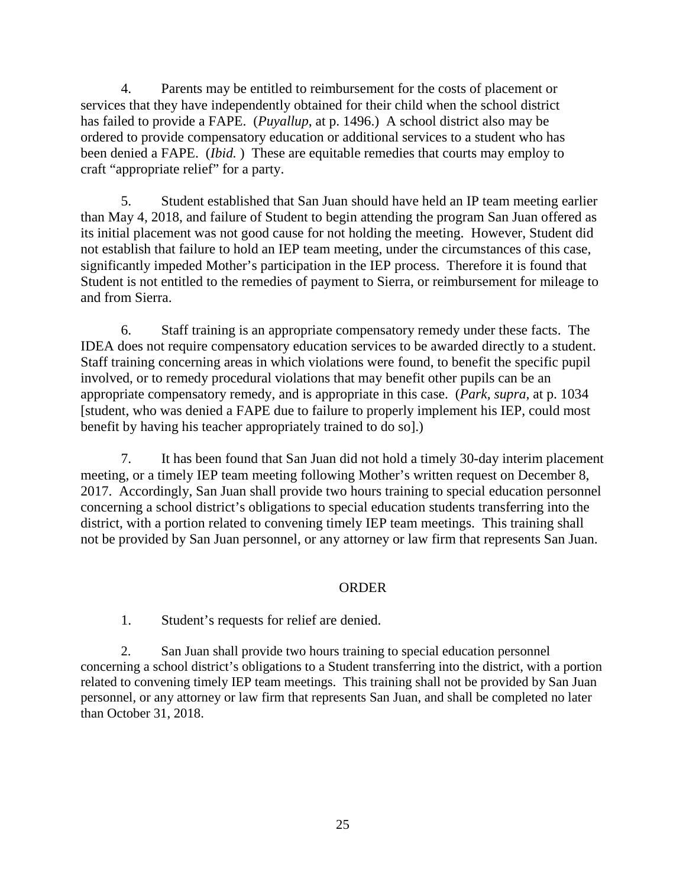4. Parents may be entitled to reimbursement for the costs of placement or services that they have independently obtained for their child when the school district has failed to provide a FAPE. (*Puyallup*, at p. 1496.) A school district also may be ordered to provide compensatory education or additional services to a student who has been denied a FAPE. (*Ibid.* ) These are equitable remedies that courts may employ to craft "appropriate relief" for a party.

5. Student established that San Juan should have held an IP team meeting earlier than May 4, 2018, and failure of Student to begin attending the program San Juan offered as its initial placement was not good cause for not holding the meeting. However, Student did not establish that failure to hold an IEP team meeting, under the circumstances of this case, significantly impeded Mother's participation in the IEP process. Therefore it is found that Student is not entitled to the remedies of payment to Sierra, or reimbursement for mileage to and from Sierra.

6. Staff training is an appropriate compensatory remedy under these facts. The IDEA does not require compensatory education services to be awarded directly to a student. Staff training concerning areas in which violations were found, to benefit the specific pupil involved, or to remedy procedural violations that may benefit other pupils can be an appropriate compensatory remedy, and is appropriate in this case. (*Park, supra*, at p. 1034 [student, who was denied a FAPE due to failure to properly implement his IEP, could most benefit by having his teacher appropriately trained to do so].)

7. It has been found that San Juan did not hold a timely 30-day interim placement meeting, or a timely IEP team meeting following Mother's written request on December 8, 2017. Accordingly, San Juan shall provide two hours training to special education personnel concerning a school district's obligations to special education students transferring into the district, with a portion related to convening timely IEP team meetings. This training shall not be provided by San Juan personnel, or any attorney or law firm that represents San Juan.

## ORDER

1. Student's requests for relief are denied.

2. San Juan shall provide two hours training to special education personnel concerning a school district's obligations to a Student transferring into the district, with a portion related to convening timely IEP team meetings. This training shall not be provided by San Juan personnel, or any attorney or law firm that represents San Juan, and shall be completed no later than October 31, 2018.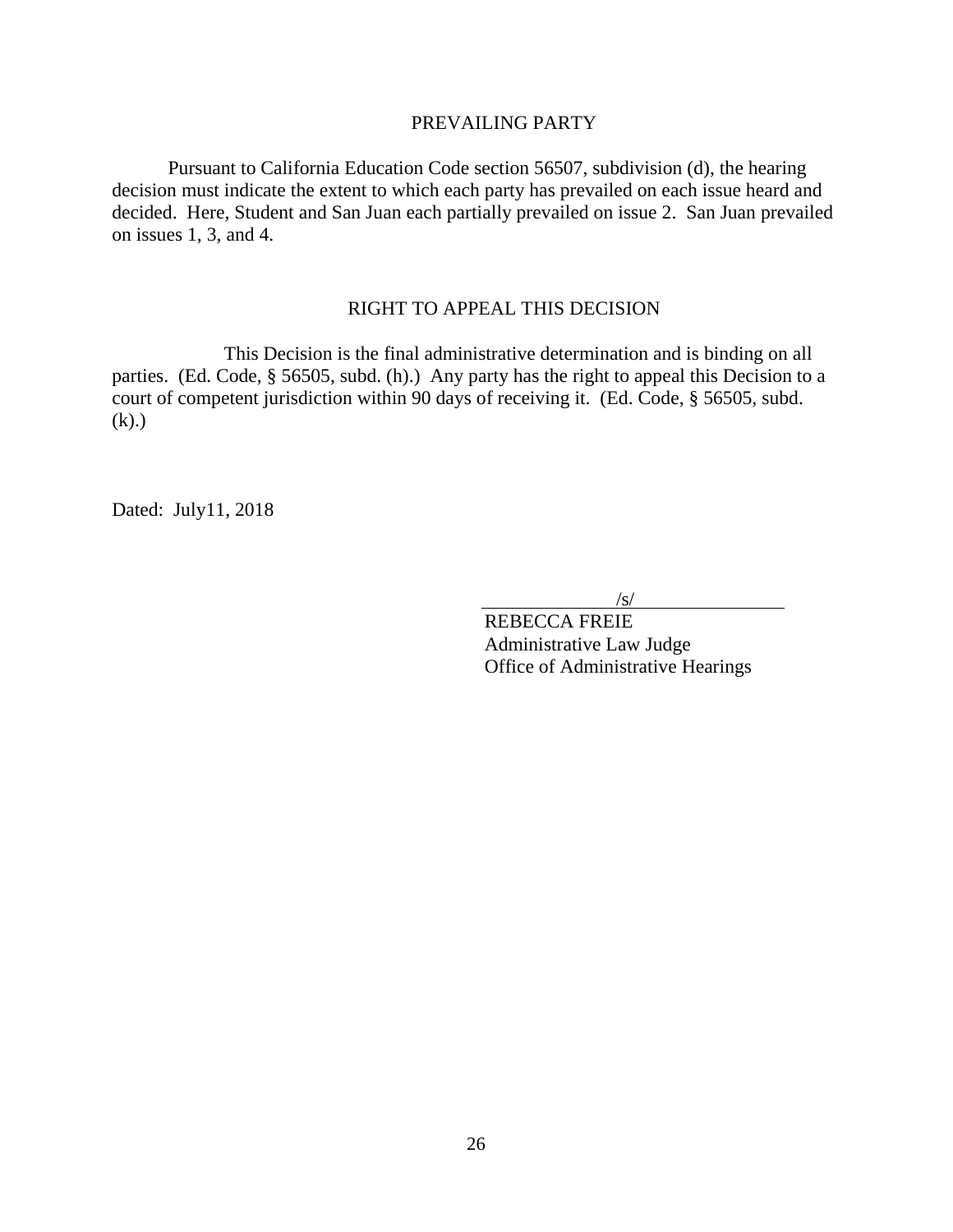## PREVAILING PARTY

Pursuant to California Education Code section 56507, subdivision (d), the hearing decision must indicate the extent to which each party has prevailed on each issue heard and decided. Here, Student and San Juan each partially prevailed on issue 2. San Juan prevailed on issues 1, 3, and 4.

## RIGHT TO APPEAL THIS DECISION

This Decision is the final administrative determination and is binding on all parties. (Ed. Code, § 56505, subd. (h).) Any party has the right to appeal this Decision to a court of competent jurisdiction within 90 days of receiving it. (Ed. Code, § 56505, subd. (k).)

Dated: July11, 2018

/s/

REBECCA FREIE
Administrative Law Judge
Office of Administrative Hearings